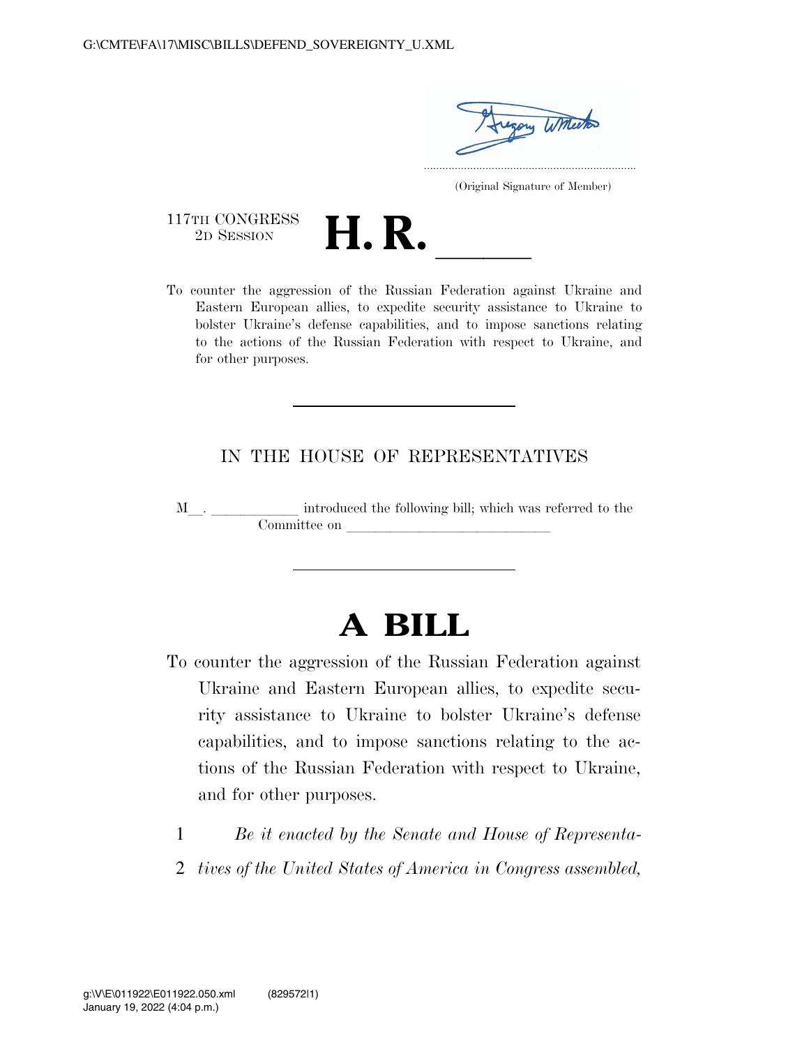(Original Signature of Member)

117TH CONGRESS
2D SESSION

# H. R. \_\_\_\_\_\_

To counter the aggression of the Russian Federation against Ukraine and Eastern European allies, to expedite security assistance to Ukraine to bolster Ukraine's defense capabilities, and to impose sanctions relating to the actions of the Russian Federation with respect to Ukraine, and for other purposes.

---

IN THE HOUSE OF REPRESENTATIVES

M\_\_. \_\_\_\_\_\_\_\_\_\_\_\_ introduced the following bill; which was referred to the Committee on \_\_\_\_\_\_\_\_\_\_\_\_\_\_\_\_\_\_\_\_\_\_\_\_\_\_\_\_

---

# A BILL

To counter the aggression of the Russian Federation against Ukraine and Eastern European allies, to expedite security assistance to Ukraine to bolster Ukraine's defense capabilities, and to impose sanctions relating to the actions of the Russian Federation with respect to Ukraine, and for other purposes.

1 *Be it enacted by the Senate and House of Representa-*
2 *tives of the United States of America in Congress assembled,*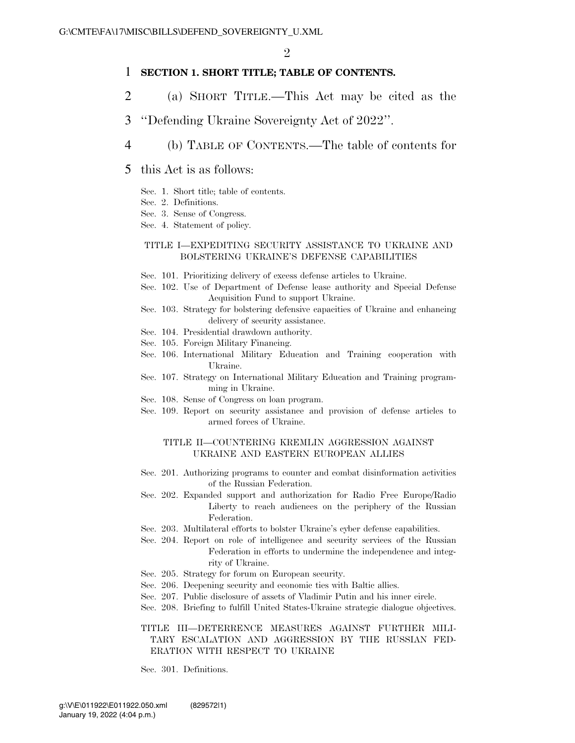**SECTION 1. SHORT TITLE; TABLE OF CONTENTS.**

(a) SHORT TITLE.—This Act may be cited as the "Defending Ukraine Sovereignty Act of 2022".

(b) TABLE OF CONTENTS.—The table of contents for this Act is as follows:

Sec. 1. Short title; table of contents.
Sec. 2. Definitions.
Sec. 3. Sense of Congress.
Sec. 4. Statement of policy.

TITLE I—EXPEDITING SECURITY ASSISTANCE TO UKRAINE AND BOLSTERING UKRAINE'S DEFENSE CAPABILITIES

Sec. 101. Prioritizing delivery of excess defense articles to Ukraine.
Sec. 102. Use of Department of Defense lease authority and Special Defense Acquisition Fund to support Ukraine.
Sec. 103. Strategy for bolstering defensive capacities of Ukraine and enhancing delivery of security assistance.
Sec. 104. Presidential drawdown authority.
Sec. 105. Foreign Military Financing.
Sec. 106. International Military Education and Training cooperation with Ukraine.
Sec. 107. Strategy on International Military Education and Training programming in Ukraine.
Sec. 108. Sense of Congress on loan program.
Sec. 109. Report on security assistance and provision of defense articles to armed forces of Ukraine.

TITLE II—COUNTERING KREMLIN AGGRESSION AGAINST UKRAINE AND EASTERN EUROPEAN ALLIES

Sec. 201. Authorizing programs to counter and combat disinformation activities of the Russian Federation.
Sec. 202. Expanded support and authorization for Radio Free Europe/Radio Liberty to reach audiences on the periphery of the Russian Federation.
Sec. 203. Multilateral efforts to bolster Ukraine's cyber defense capabilities.
Sec. 204. Report on role of intelligence and security services of the Russian Federation in efforts to undermine the independence and integrity of Ukraine.
Sec. 205. Strategy for forum on European security.
Sec. 206. Deepening security and economic ties with Baltic allies.
Sec. 207. Public disclosure of assets of Vladimir Putin and his inner circle.
Sec. 208. Briefing to fulfill United States-Ukraine strategic dialogue objectives.

TITLE III—DETERRENCE MEASURES AGAINST FURTHER MILITARY ESCALATION AND AGGRESSION BY THE RUSSIAN FEDERATION WITH RESPECT TO UKRAINE

Sec. 301. Definitions.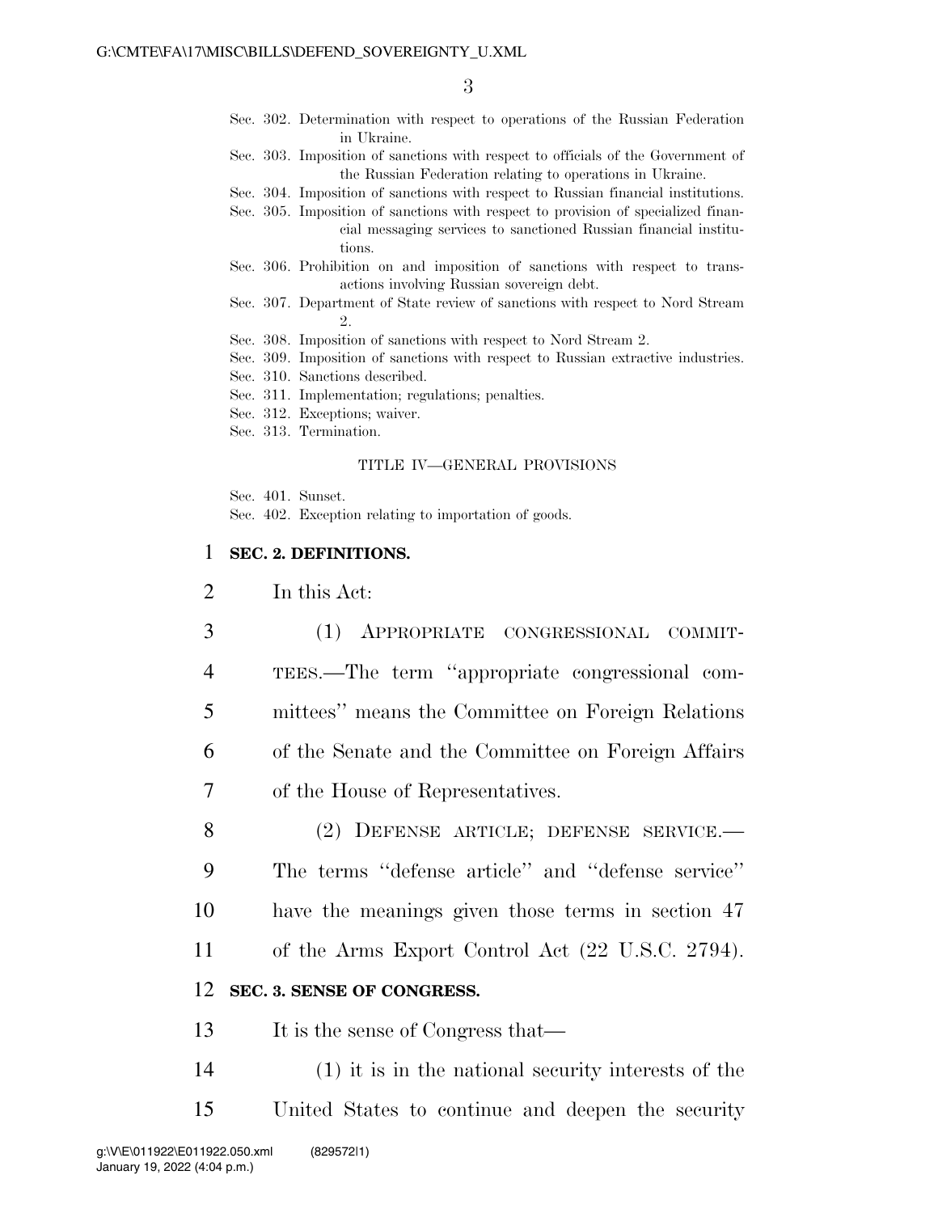Sec. 302. Determination with respect to operations of the Russian Federation in Ukraine.
Sec. 303. Imposition of sanctions with respect to officials of the Government of the Russian Federation relating to operations in Ukraine.
Sec. 304. Imposition of sanctions with respect to Russian financial institutions.
Sec. 305. Imposition of sanctions with respect to provision of specialized financial messaging services to sanctioned Russian financial institutions.
Sec. 306. Prohibition on and imposition of sanctions with respect to transactions involving Russian sovereign debt.
Sec. 307. Department of State review of sanctions with respect to Nord Stream 2.
Sec. 308. Imposition of sanctions with respect to Nord Stream 2.
Sec. 309. Imposition of sanctions with respect to Russian extractive industries.
Sec. 310. Sanctions described.
Sec. 311. Implementation; regulations; penalties.
Sec. 312. Exceptions; waiver.
Sec. 313. Termination.

TITLE IV—GENERAL PROVISIONS

Sec. 401. Sunset.
Sec. 402. Exception relating to importation of goods.

**SEC. 2. DEFINITIONS.**

In this Act:

(1) APPROPRIATE CONGRESSIONAL COMMITTEES.—The term "appropriate congressional committees" means the Committee on Foreign Relations of the Senate and the Committee on Foreign Affairs of the House of Representatives.

(2) DEFENSE ARTICLE; DEFENSE SERVICE.—The terms "defense article" and "defense service" have the meanings given those terms in section 47 of the Arms Export Control Act (22 U.S.C. 2794).

**SEC. 3. SENSE OF CONGRESS.**

It is the sense of Congress that—

(1) it is in the national security interests of the United States to continue and deepen the security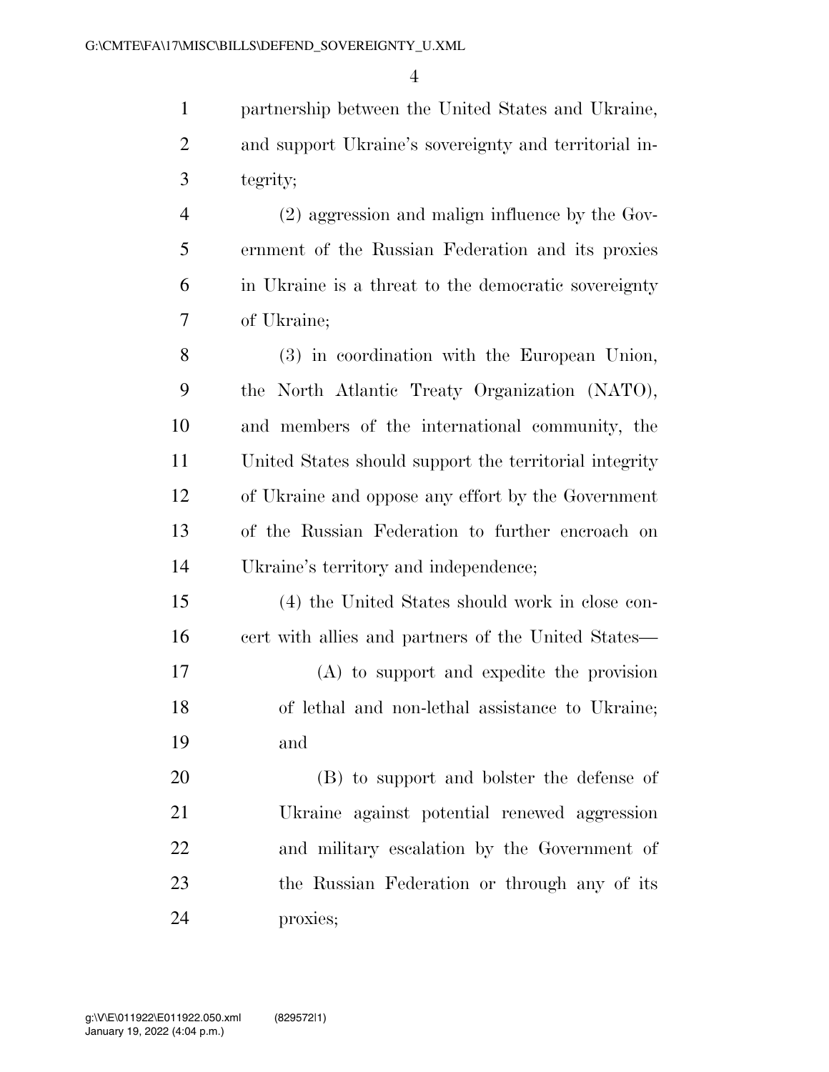partnership between the United States and Ukraine, and support Ukraine's sovereignty and territorial integrity;

(2) aggression and malign influence by the Government of the Russian Federation and its proxies in Ukraine is a threat to the democratic sovereignty of Ukraine;

(3) in coordination with the European Union, the North Atlantic Treaty Organization (NATO), and members of the international community, the United States should support the territorial integrity of Ukraine and oppose any effort by the Government of the Russian Federation to further encroach on Ukraine's territory and independence;

(4) the United States should work in close concert with allies and partners of the United States—

(A) to support and expedite the provision of lethal and non-lethal assistance to Ukraine; and

(B) to support and bolster the defense of Ukraine against potential renewed aggression and military escalation by the Government of the Russian Federation or through any of its proxies;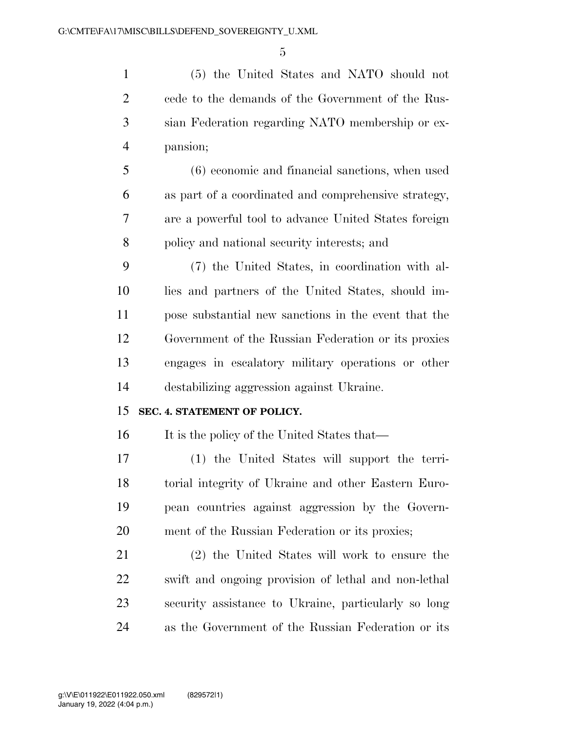(5) the United States and NATO should not cede to the demands of the Government of the Russian Federation regarding NATO membership or expansion;

(6) economic and financial sanctions, when used as part of a coordinated and comprehensive strategy, are a powerful tool to advance United States foreign policy and national security interests; and

(7) the United States, in coordination with allies and partners of the United States, should impose substantial new sanctions in the event that the Government of the Russian Federation or its proxies engages in escalatory military operations or other destabilizing aggression against Ukraine.

**SEC. 4. STATEMENT OF POLICY.**

It is the policy of the United States that—

(1) the United States will support the territorial integrity of Ukraine and other Eastern European countries against aggression by the Government of the Russian Federation or its proxies;

(2) the United States will work to ensure the swift and ongoing provision of lethal and non-lethal security assistance to Ukraine, particularly so long as the Government of the Russian Federation or its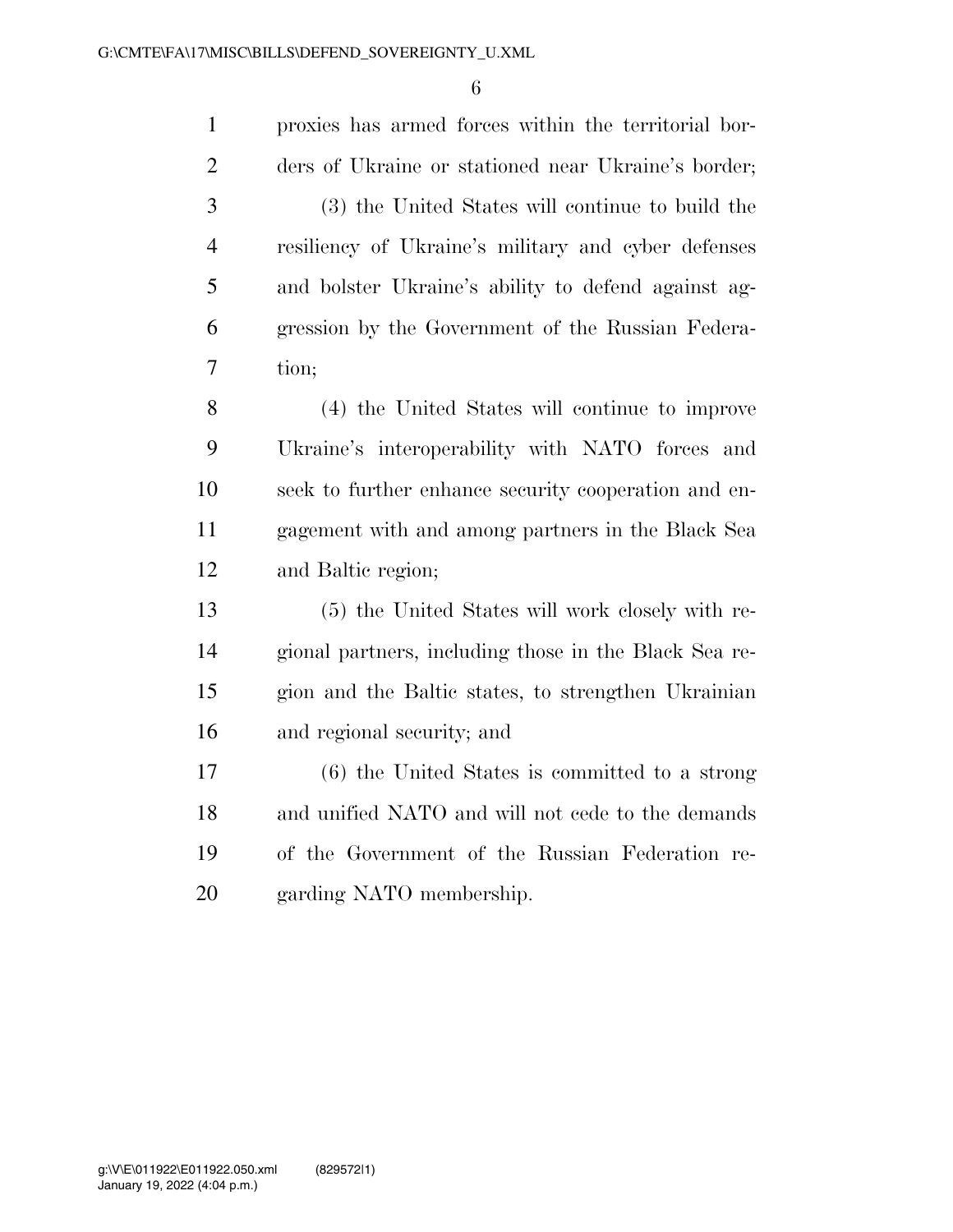proxies has armed forces within the territorial borders of Ukraine or stationed near Ukraine's border;

(3) the United States will continue to build the resiliency of Ukraine's military and cyber defenses and bolster Ukraine's ability to defend against aggression by the Government of the Russian Federation;

(4) the United States will continue to improve Ukraine's interoperability with NATO forces and seek to further enhance security cooperation and engagement with and among partners in the Black Sea and Baltic region;

(5) the United States will work closely with regional partners, including those in the Black Sea region and the Baltic states, to strengthen Ukrainian and regional security; and

(6) the United States is committed to a strong and unified NATO and will not cede to the demands of the Government of the Russian Federation regarding NATO membership.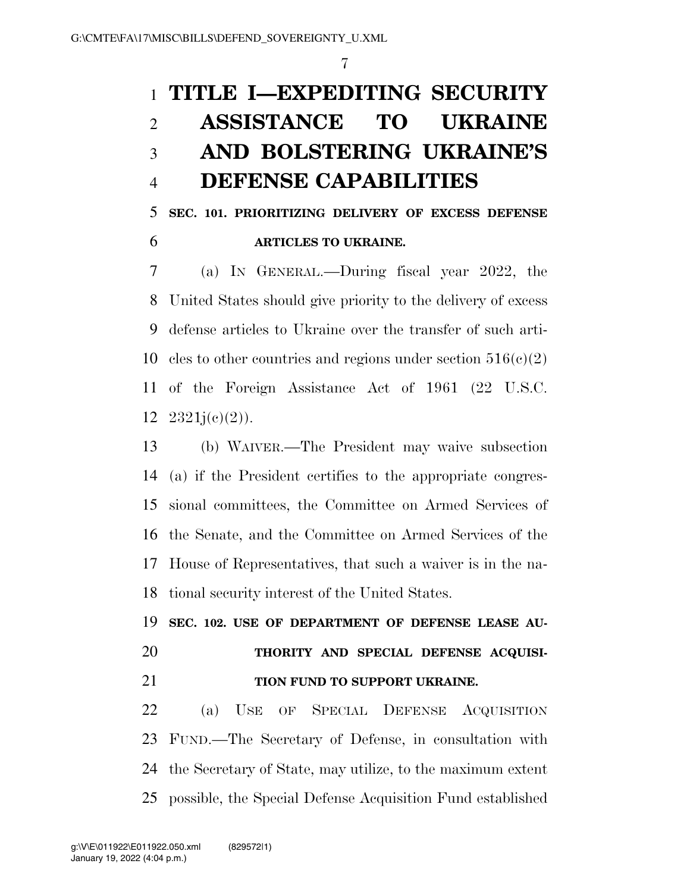# TITLE I—EXPEDITING SECURITY ASSISTANCE TO UKRAINE AND BOLSTERING UKRAINE'S DEFENSE CAPABILITIES

**SEC. 101. PRIORITIZING DELIVERY OF EXCESS DEFENSE ARTICLES TO UKRAINE.**

(a) IN GENERAL.—During fiscal year 2022, the United States should give priority to the delivery of excess defense articles to Ukraine over the transfer of such articles to other countries and regions under section 516(c)(2) of the Foreign Assistance Act of 1961 (22 U.S.C. 2321j(c)(2)).

(b) WAIVER.—The President may waive subsection (a) if the President certifies to the appropriate congressional committees, the Committee on Armed Services of the Senate, and the Committee on Armed Services of the House of Representatives, that such a waiver is in the national security interest of the United States.

**SEC. 102. USE OF DEPARTMENT OF DEFENSE LEASE AUTHORITY AND SPECIAL DEFENSE ACQUISITION FUND TO SUPPORT UKRAINE.**

(a) USE OF SPECIAL DEFENSE ACQUISITION FUND.—The Secretary of Defense, in consultation with the Secretary of State, may utilize, to the maximum extent possible, the Special Defense Acquisition Fund established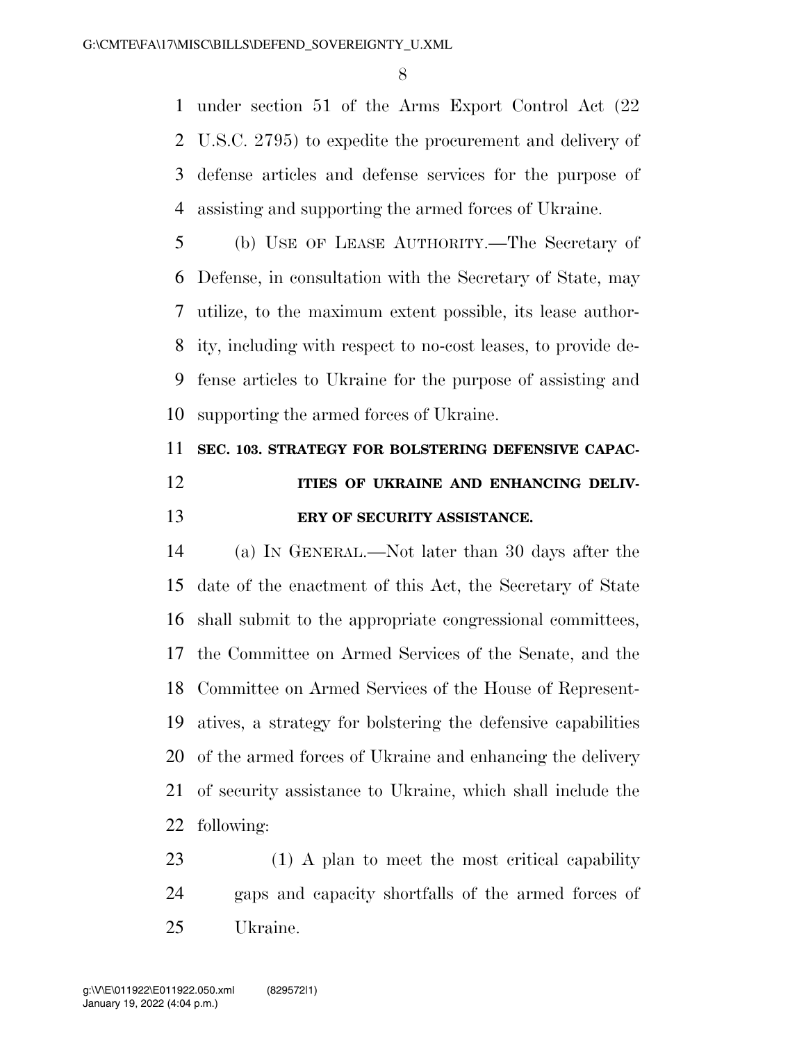under section 51 of the Arms Export Control Act (22 U.S.C. 2795) to expedite the procurement and delivery of defense articles and defense services for the purpose of assisting and supporting the armed forces of Ukraine.

(b) USE OF LEASE AUTHORITY.—The Secretary of Defense, in consultation with the Secretary of State, may utilize, to the maximum extent possible, its lease authority, including with respect to no-cost leases, to provide defense articles to Ukraine for the purpose of assisting and supporting the armed forces of Ukraine.

**SEC. 103. STRATEGY FOR BOLSTERING DEFENSIVE CAPACITIES OF UKRAINE AND ENHANCING DELIVERY OF SECURITY ASSISTANCE.**

(a) IN GENERAL.—Not later than 30 days after the date of the enactment of this Act, the Secretary of State shall submit to the appropriate congressional committees, the Committee on Armed Services of the Senate, and the Committee on Armed Services of the House of Representatives, a strategy for bolstering the defensive capabilities of the armed forces of Ukraine and enhancing the delivery of security assistance to Ukraine, which shall include the following:

(1) A plan to meet the most critical capability gaps and capacity shortfalls of the armed forces of Ukraine.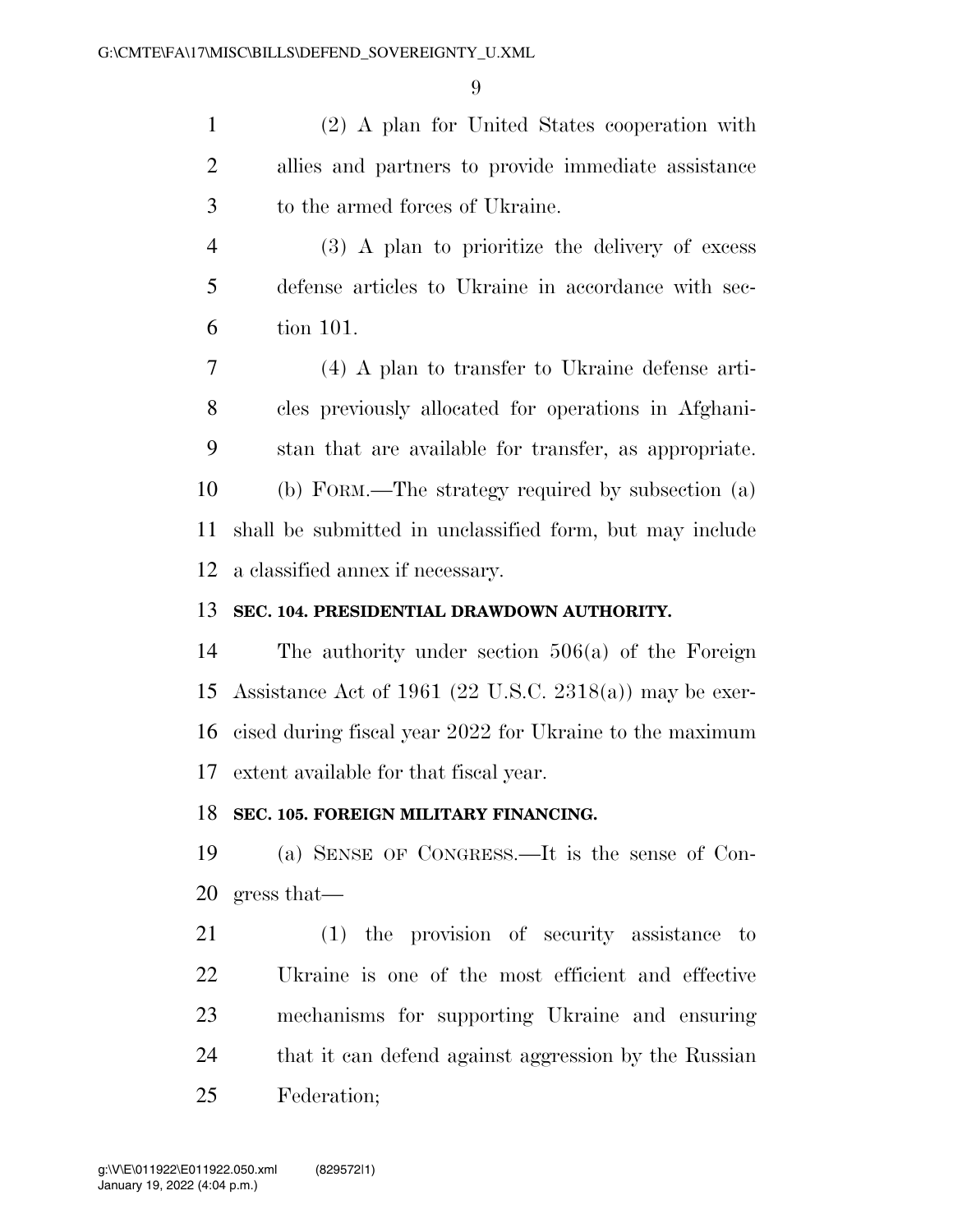(2) A plan for United States cooperation with allies and partners to provide immediate assistance to the armed forces of Ukraine.

(3) A plan to prioritize the delivery of excess defense articles to Ukraine in accordance with section 101.

(4) A plan to transfer to Ukraine defense articles previously allocated for operations in Afghanistan that are available for transfer, as appropriate.

(b) FORM.—The strategy required by subsection (a) shall be submitted in unclassified form, but may include a classified annex if necessary.

**SEC. 104. PRESIDENTIAL DRAWDOWN AUTHORITY.**

The authority under section 506(a) of the Foreign Assistance Act of 1961 (22 U.S.C. 2318(a)) may be exercised during fiscal year 2022 for Ukraine to the maximum extent available for that fiscal year.

**SEC. 105. FOREIGN MILITARY FINANCING.**

(a) SENSE OF CONGRESS.—It is the sense of Congress that—

(1) the provision of security assistance to Ukraine is one of the most efficient and effective mechanisms for supporting Ukraine and ensuring that it can defend against aggression by the Russian Federation;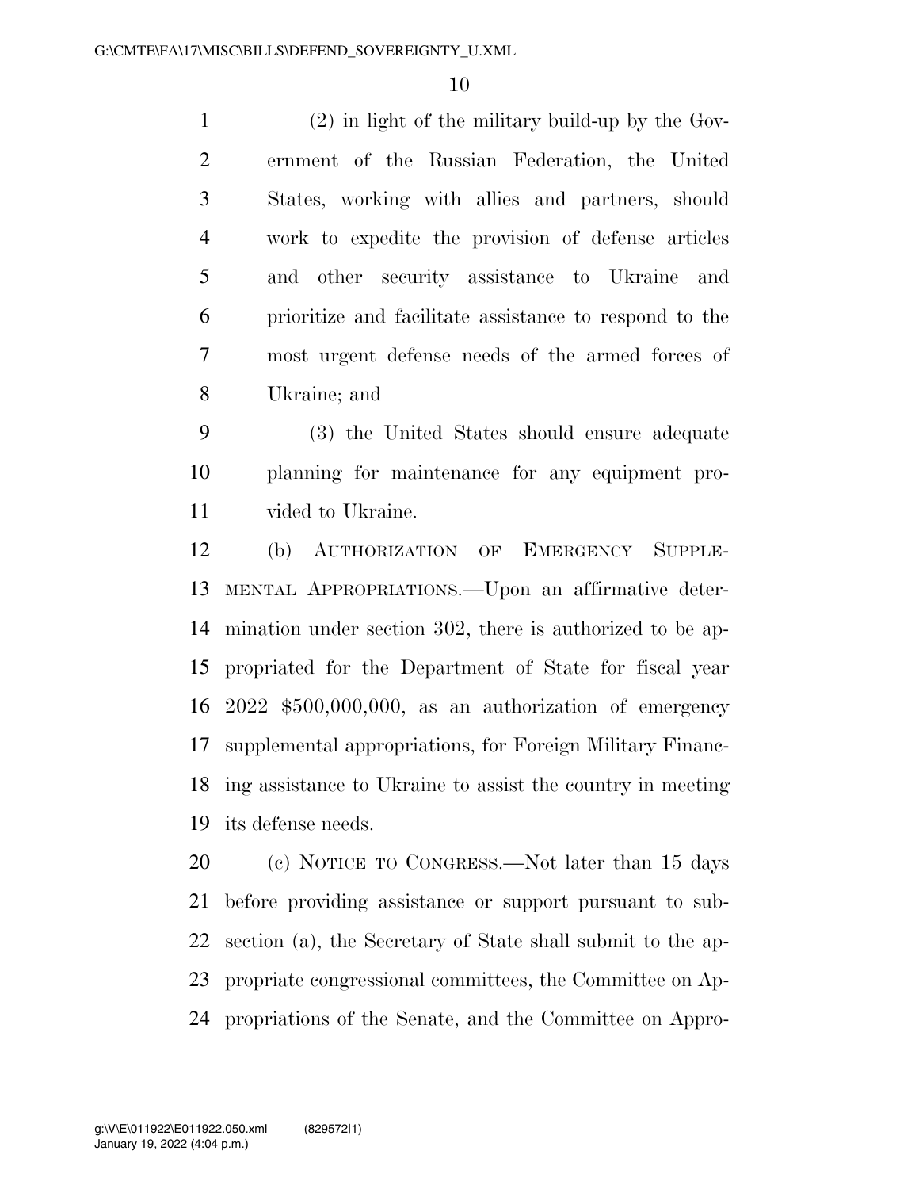(2) in light of the military build-up by the Government of the Russian Federation, the United States, working with allies and partners, should work to expedite the provision of defense articles and other security assistance to Ukraine and prioritize and facilitate assistance to respond to the most urgent defense needs of the armed forces of Ukraine; and

(3) the United States should ensure adequate planning for maintenance for any equipment provided to Ukraine.

(b) AUTHORIZATION OF EMERGENCY SUPPLEMENTAL APPROPRIATIONS.—Upon an affirmative determination under section 302, there is authorized to be appropriated for the Department of State for fiscal year 2022 $500,000,000, as an authorization of emergency supplemental appropriations, for Foreign Military Financing assistance to Ukraine to assist the country in meeting its defense needs.

(c) NOTICE TO CONGRESS.—Not later than 15 days before providing assistance or support pursuant to subsection (a), the Secretary of State shall submit to the appropriate congressional committees, the Committee on Appropriations of the Senate, and the Committee on Appro-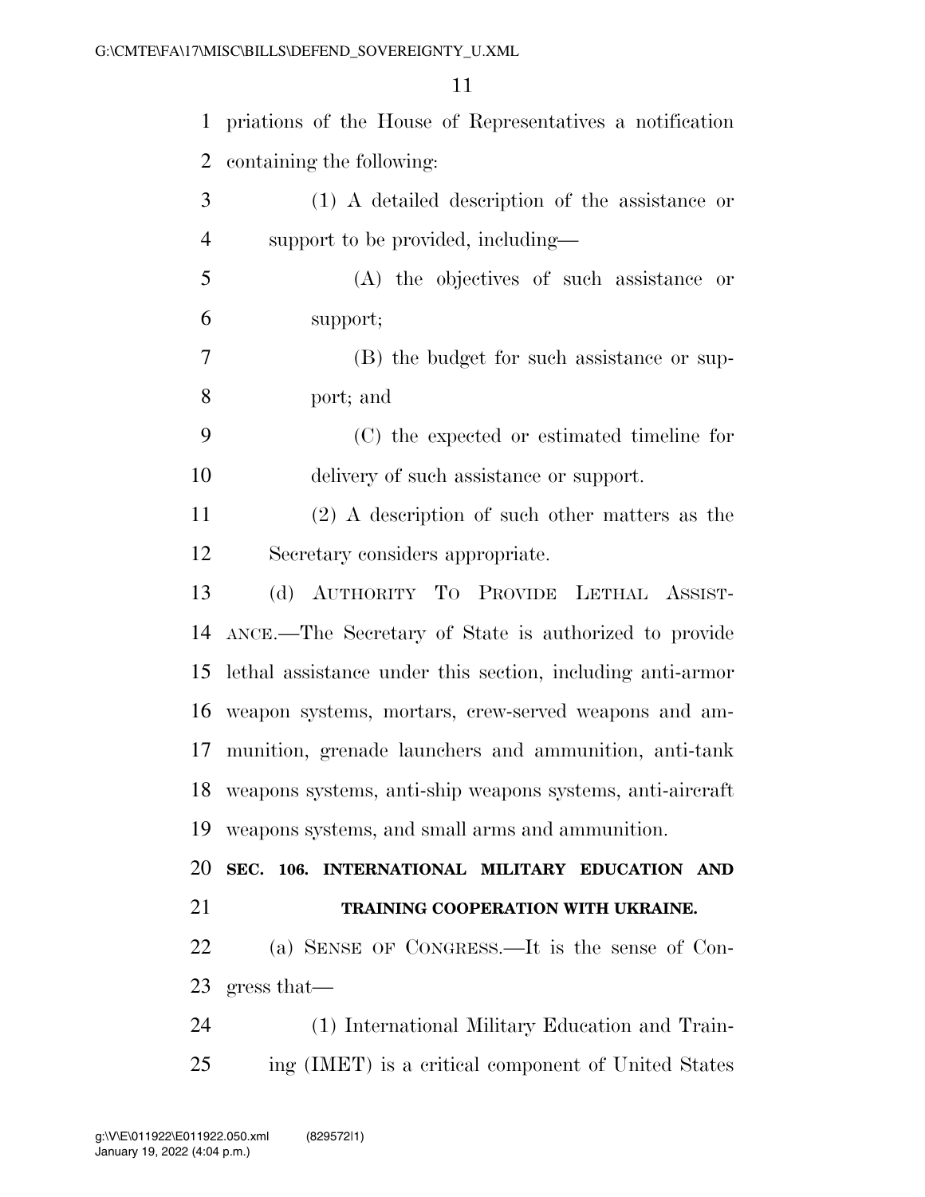priations of the House of Representatives a notification containing the following:

(1) A detailed description of the assistance or support to be provided, including—

(A) the objectives of such assistance or support;

(B) the budget for such assistance or support; and

(C) the expected or estimated timeline for delivery of such assistance or support.

(2) A description of such other matters as the Secretary considers appropriate.

(d) AUTHORITY TO PROVIDE LETHAL ASSISTANCE.—The Secretary of State is authorized to provide lethal assistance under this section, including anti-armor weapon systems, mortars, crew-served weapons and ammunition, grenade launchers and ammunition, anti-tank weapons systems, anti-ship weapons systems, anti-aircraft weapons systems, and small arms and ammunition.

## SEC. 106. INTERNATIONAL MILITARY EDUCATION AND TRAINING COOPERATION WITH UKRAINE.

(a) SENSE OF CONGRESS.—It is the sense of Congress that—

(1) International Military Education and Training (IMET) is a critical component of United States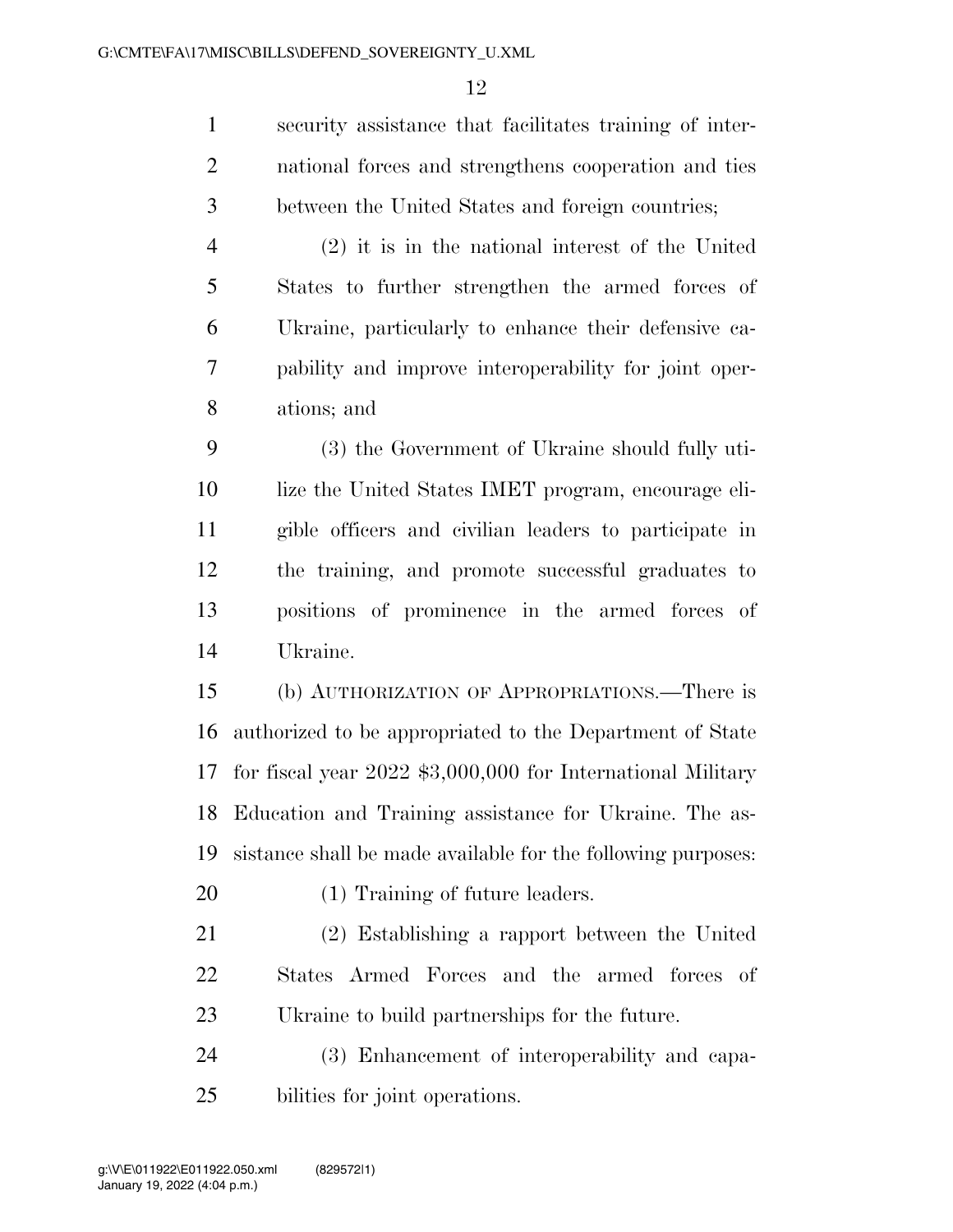security assistance that facilitates training of international forces and strengthens cooperation and ties between the United States and foreign countries;

(2) it is in the national interest of the United States to further strengthen the armed forces of Ukraine, particularly to enhance their defensive capability and improve interoperability for joint operations; and

(3) the Government of Ukraine should fully utilize the United States IMET program, encourage eligible officers and civilian leaders to participate in the training, and promote successful graduates to positions of prominence in the armed forces of Ukraine.

(b) AUTHORIZATION OF APPROPRIATIONS.—There is authorized to be appropriated to the Department of State for fiscal year 2022 $3,000,000 for International Military Education and Training assistance for Ukraine. The assistance shall be made available for the following purposes:

(1) Training of future leaders.

(2) Establishing a rapport between the United States Armed Forces and the armed forces of Ukraine to build partnerships for the future.

(3) Enhancement of interoperability and capabilities for joint operations.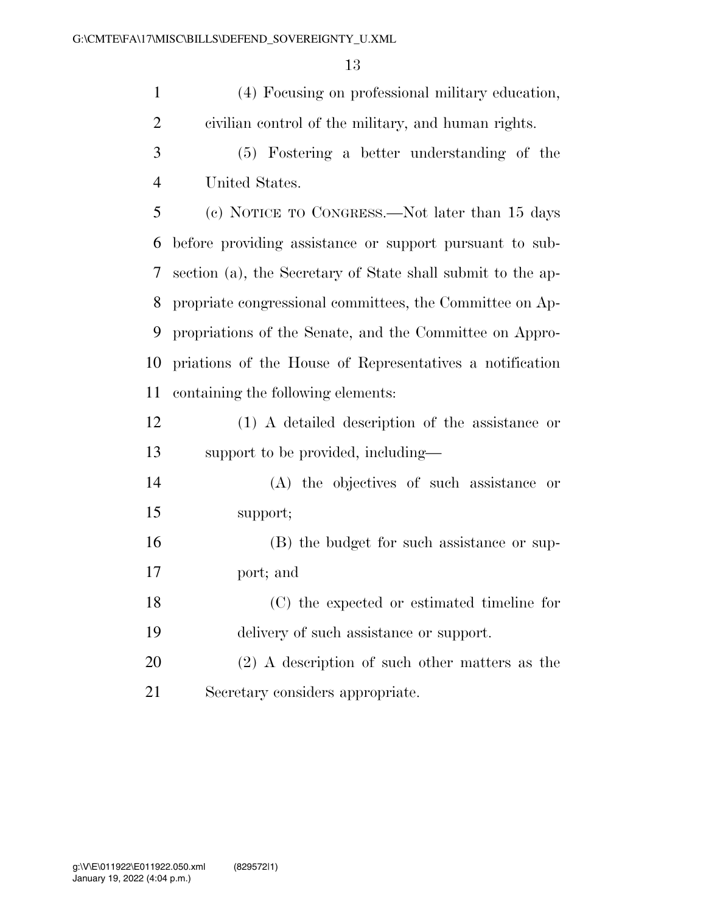(4) Focusing on professional military education, civilian control of the military, and human rights.

(5) Fostering a better understanding of the United States.

(c) NOTICE TO CONGRESS.—Not later than 15 days before providing assistance or support pursuant to subsection (a), the Secretary of State shall submit to the appropriate congressional committees, the Committee on Appropriations of the Senate, and the Committee on Appropriations of the House of Representatives a notification containing the following elements:

(1) A detailed description of the assistance or support to be provided, including—

(A) the objectives of such assistance or support;

(B) the budget for such assistance or support; and

(C) the expected or estimated timeline for delivery of such assistance or support.

(2) A description of such other matters as the Secretary considers appropriate.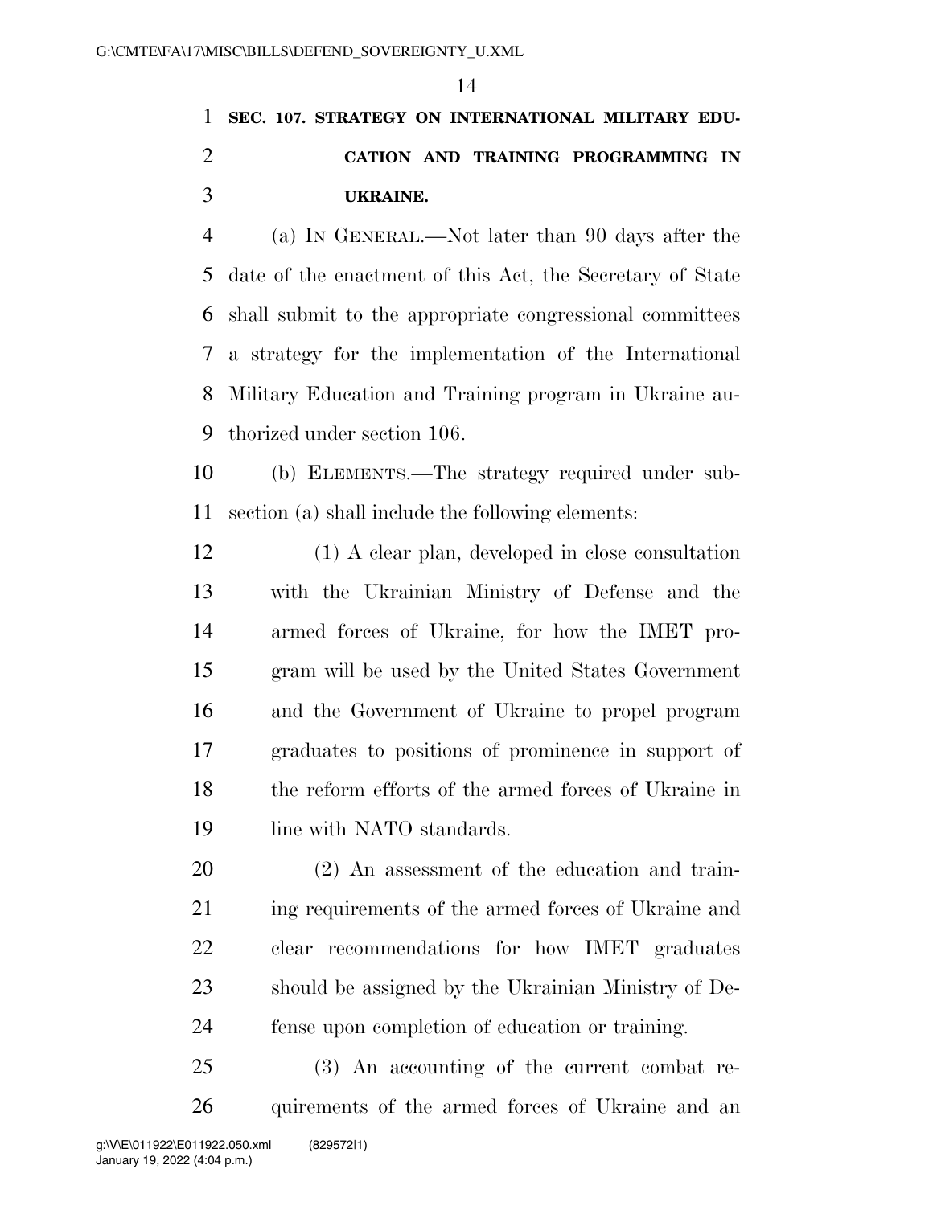## SEC. 107. STRATEGY ON INTERNATIONAL MILITARY EDUCATION AND TRAINING PROGRAMMING IN UKRAINE.

(a) IN GENERAL.—Not later than 90 days after the date of the enactment of this Act, the Secretary of State shall submit to the appropriate congressional committees a strategy for the implementation of the International Military Education and Training program in Ukraine authorized under section 106.

(b) ELEMENTS.—The strategy required under subsection (a) shall include the following elements:

(1) A clear plan, developed in close consultation with the Ukrainian Ministry of Defense and the armed forces of Ukraine, for how the IMET program will be used by the United States Government and the Government of Ukraine to propel program graduates to positions of prominence in support of the reform efforts of the armed forces of Ukraine in line with NATO standards.

(2) An assessment of the education and training requirements of the armed forces of Ukraine and clear recommendations for how IMET graduates should be assigned by the Ukrainian Ministry of Defense upon completion of education or training.

(3) An accounting of the current combat requirements of the armed forces of Ukraine and an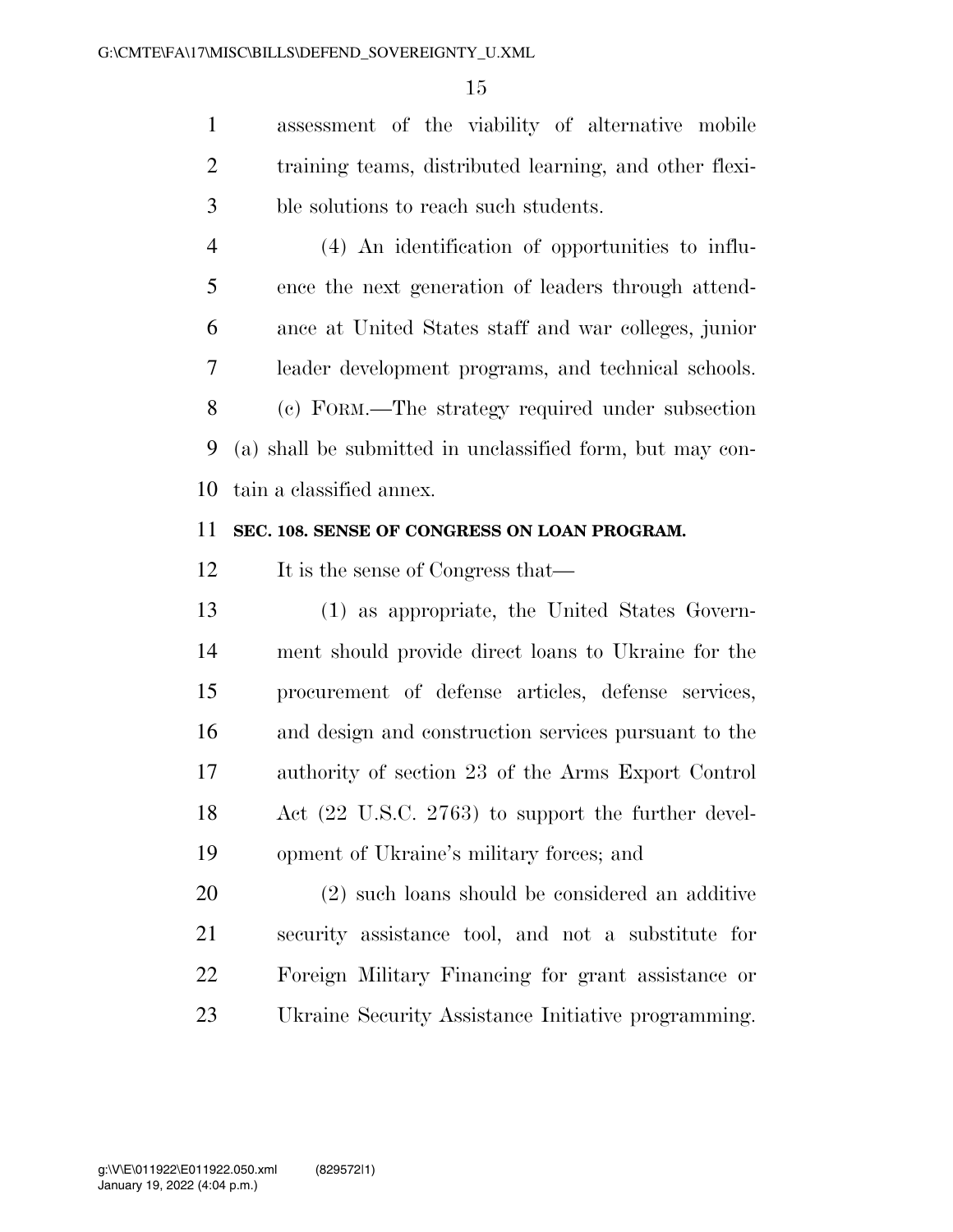assessment of the viability of alternative mobile training teams, distributed learning, and other flexible solutions to reach such students.

(4) An identification of opportunities to influence the next generation of leaders through attendance at United States staff and war colleges, junior leader development programs, and technical schools.

(c) FORM.—The strategy required under subsection (a) shall be submitted in unclassified form, but may contain a classified annex.

**SEC. 108. SENSE OF CONGRESS ON LOAN PROGRAM.**

It is the sense of Congress that—

(1) as appropriate, the United States Government should provide direct loans to Ukraine for the procurement of defense articles, defense services, and design and construction services pursuant to the authority of section 23 of the Arms Export Control Act (22 U.S.C. 2763) to support the further development of Ukraine's military forces; and

(2) such loans should be considered an additive security assistance tool, and not a substitute for Foreign Military Financing for grant assistance or Ukraine Security Assistance Initiative programming.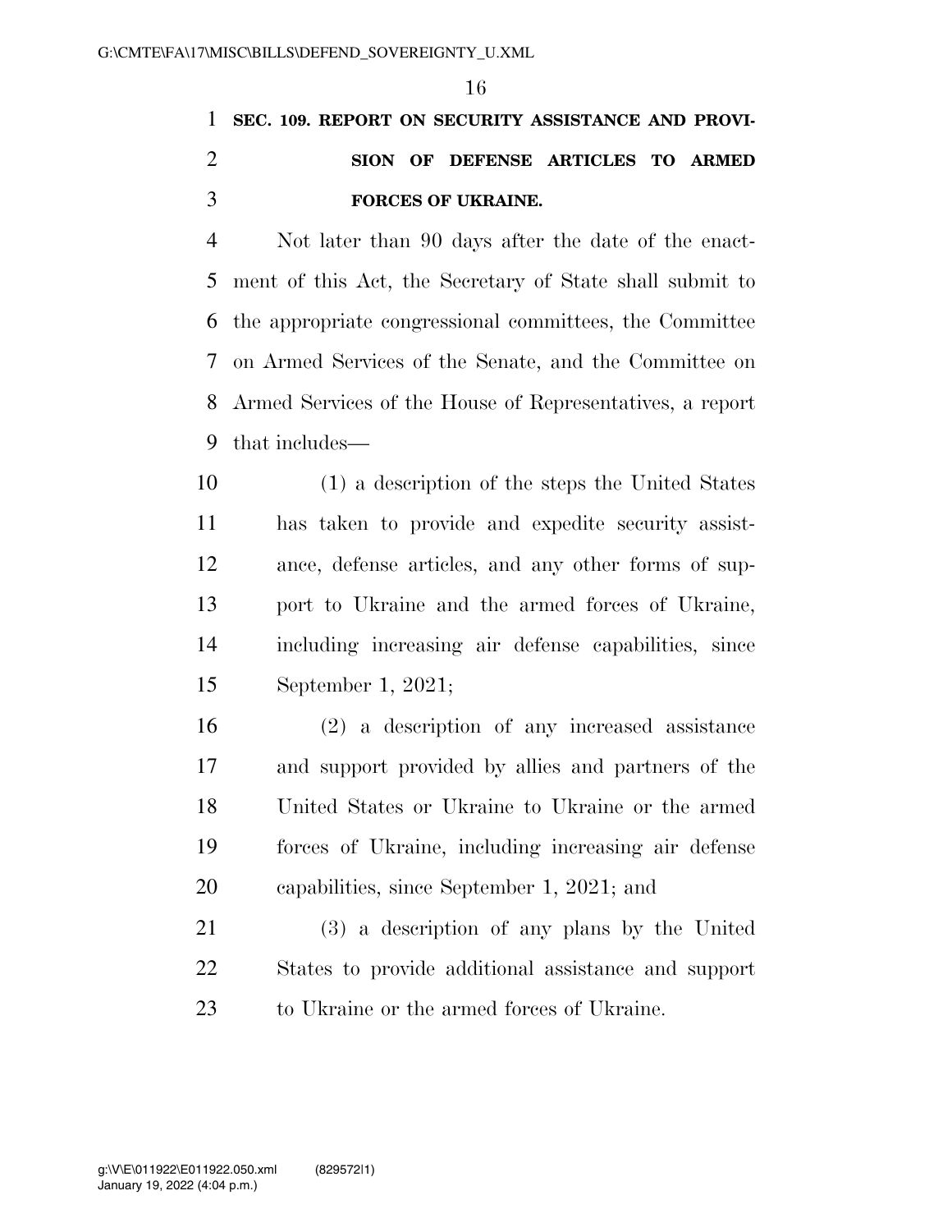**SEC. 109. REPORT ON SECURITY ASSISTANCE AND PROVISION OF DEFENSE ARTICLES TO ARMED FORCES OF UKRAINE.**

Not later than 90 days after the date of the enactment of this Act, the Secretary of State shall submit to the appropriate congressional committees, the Committee on Armed Services of the Senate, and the Committee on Armed Services of the House of Representatives, a report that includes—

(1) a description of the steps the United States has taken to provide and expedite security assistance, defense articles, and any other forms of support to Ukraine and the armed forces of Ukraine, including increasing air defense capabilities, since September 1, 2021;

(2) a description of any increased assistance and support provided by allies and partners of the United States or Ukraine to Ukraine or the armed forces of Ukraine, including increasing air defense capabilities, since September 1, 2021; and

(3) a description of any plans by the United States to provide additional assistance and support to Ukraine or the armed forces of Ukraine.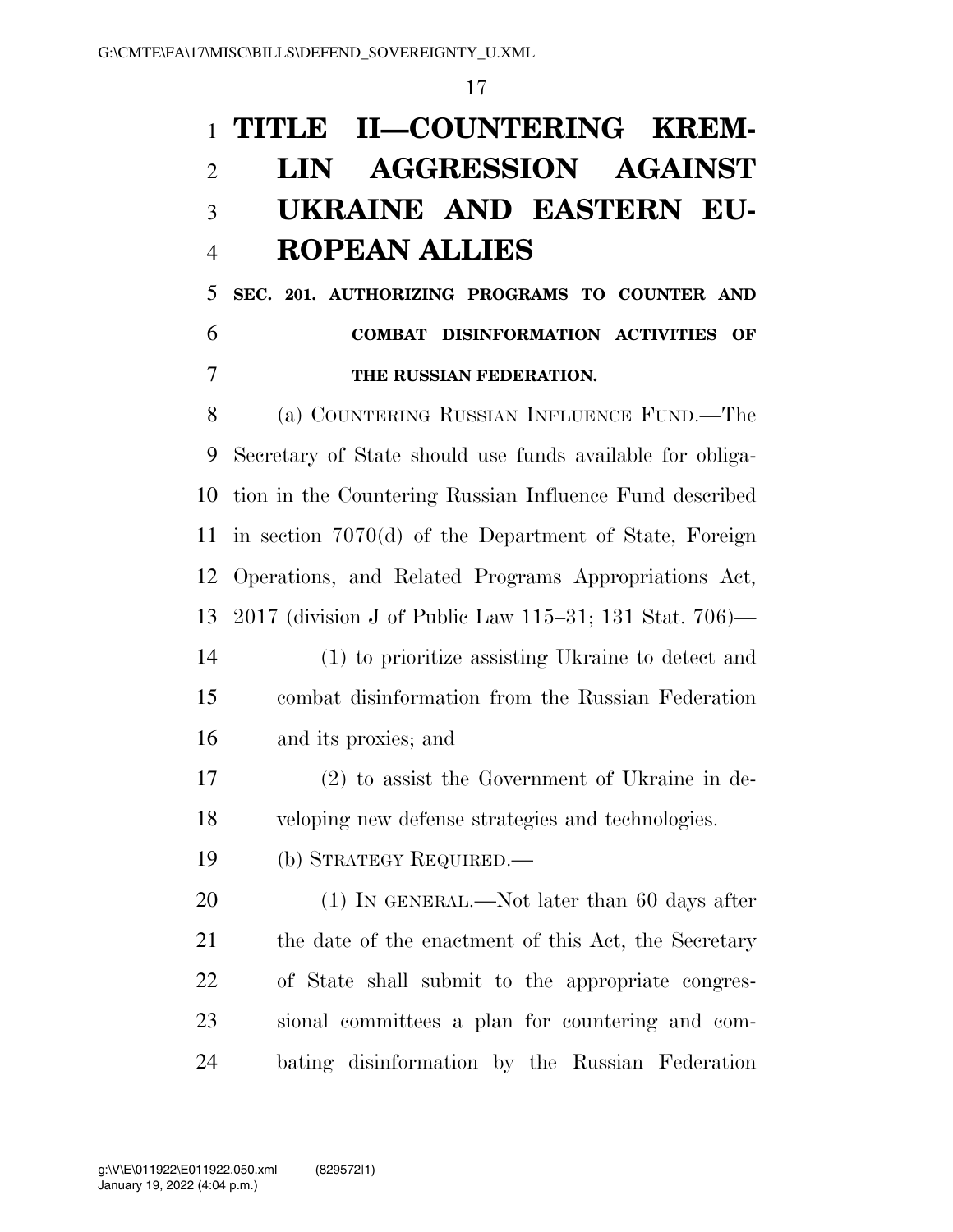# TITLE II—COUNTERING KREMLIN AGGRESSION AGAINST UKRAINE AND EASTERN EUROPEAN ALLIES

**SEC. 201. AUTHORIZING PROGRAMS TO COUNTER AND COMBAT DISINFORMATION ACTIVITIES OF THE RUSSIAN FEDERATION.**

(a) COUNTERING RUSSIAN INFLUENCE FUND.—The Secretary of State should use funds available for obligation in the Countering Russian Influence Fund described in section 7070(d) of the Department of State, Foreign Operations, and Related Programs Appropriations Act, 2017 (division J of Public Law 115–31; 131 Stat. 706)—

(1) to prioritize assisting Ukraine to detect and combat disinformation from the Russian Federation and its proxies; and

(2) to assist the Government of Ukraine in developing new defense strategies and technologies.

(b) STRATEGY REQUIRED.—

(1) IN GENERAL.—Not later than 60 days after the date of the enactment of this Act, the Secretary of State shall submit to the appropriate congressional committees a plan for countering and combating disinformation by the Russian Federation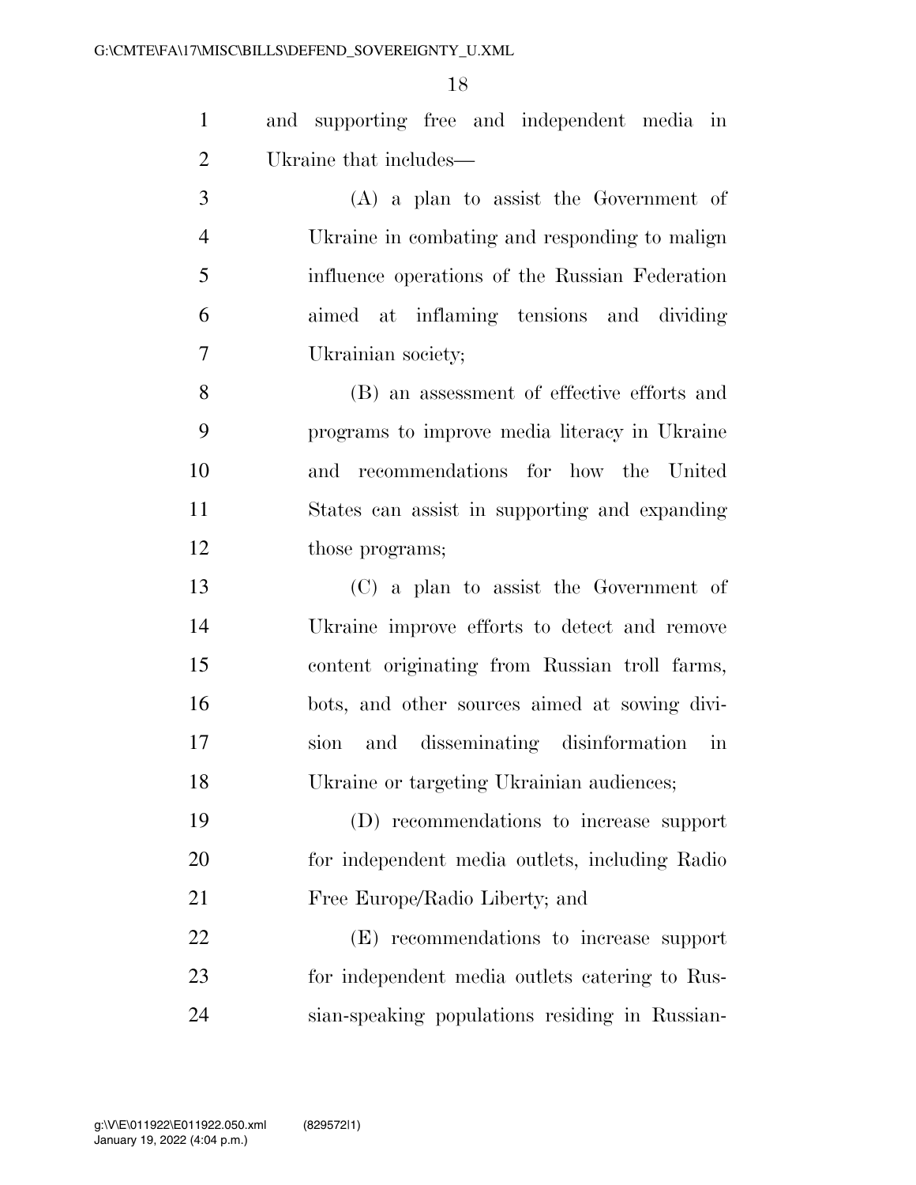and supporting free and independent media in Ukraine that includes—

(A) a plan to assist the Government of Ukraine in combating and responding to malign influence operations of the Russian Federation aimed at inflaming tensions and dividing Ukrainian society;

(B) an assessment of effective efforts and programs to improve media literacy in Ukraine and recommendations for how the United States can assist in supporting and expanding those programs;

(C) a plan to assist the Government of Ukraine improve efforts to detect and remove content originating from Russian troll farms, bots, and other sources aimed at sowing division and disseminating disinformation in Ukraine or targeting Ukrainian audiences;

(D) recommendations to increase support for independent media outlets, including Radio Free Europe/Radio Liberty; and

(E) recommendations to increase support for independent media outlets catering to Russian-speaking populations residing in Russian-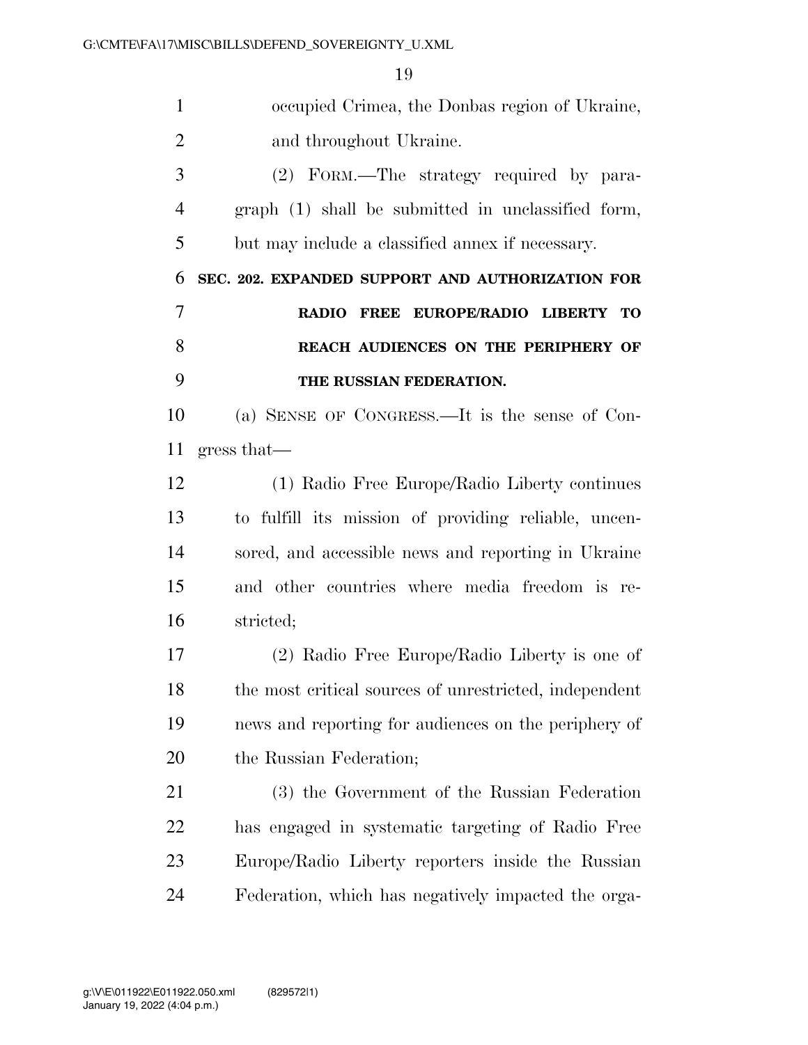occupied Crimea, the Donbas region of Ukraine, and throughout Ukraine.

(2) FORM.—The strategy required by paragraph (1) shall be submitted in unclassified form, but may include a classified annex if necessary.

**SEC. 202. EXPANDED SUPPORT AND AUTHORIZATION FOR RADIO FREE EUROPE/RADIO LIBERTY TO REACH AUDIENCES ON THE PERIPHERY OF THE RUSSIAN FEDERATION.**

(a) SENSE OF CONGRESS.—It is the sense of Congress that—

(1) Radio Free Europe/Radio Liberty continues to fulfill its mission of providing reliable, uncensored, and accessible news and reporting in Ukraine and other countries where media freedom is restricted;

(2) Radio Free Europe/Radio Liberty is one of the most critical sources of unrestricted, independent news and reporting for audiences on the periphery of the Russian Federation;

(3) the Government of the Russian Federation has engaged in systematic targeting of Radio Free Europe/Radio Liberty reporters inside the Russian Federation, which has negatively impacted the orga-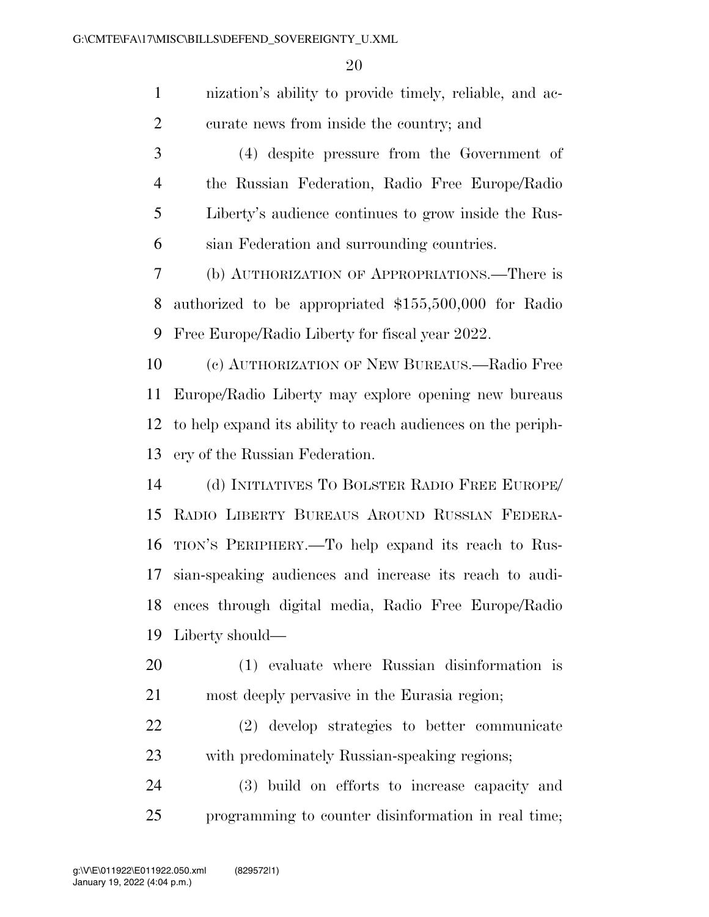nization's ability to provide timely, reliable, and accurate news from inside the country; and

(4) despite pressure from the Government of the Russian Federation, Radio Free Europe/Radio Liberty's audience continues to grow inside the Russian Federation and surrounding countries.

(b) AUTHORIZATION OF APPROPRIATIONS.—There is authorized to be appropriated $155,500,000 for Radio Free Europe/Radio Liberty for fiscal year 2022.

(c) AUTHORIZATION OF NEW BUREAUS.—Radio Free Europe/Radio Liberty may explore opening new bureaus to help expand its ability to reach audiences on the periphery of the Russian Federation.

(d) INITIATIVES TO BOLSTER RADIO FREE EUROPE/RADIO LIBERTY BUREAUS AROUND RUSSIAN FEDERATION'S PERIPHERY.—To help expand its reach to Russian-speaking audiences and increase its reach to audiences through digital media, Radio Free Europe/Radio Liberty should—

(1) evaluate where Russian disinformation is most deeply pervasive in the Eurasia region;

(2) develop strategies to better communicate with predominately Russian-speaking regions;

(3) build on efforts to increase capacity and programming to counter disinformation in real time;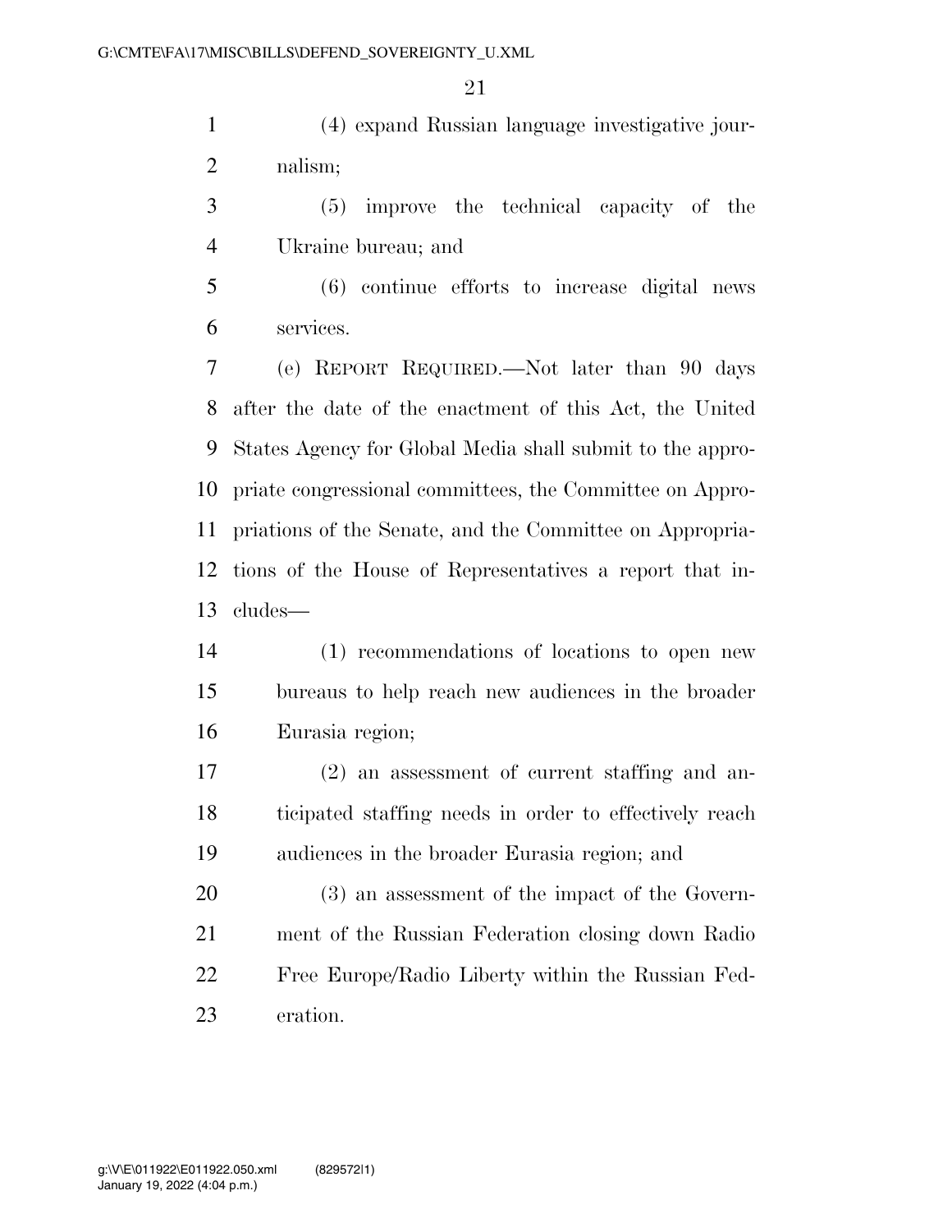(4) expand Russian language investigative journalism;

(5) improve the technical capacity of the Ukraine bureau; and

(6) continue efforts to increase digital news services.

(e) REPORT REQUIRED.—Not later than 90 days after the date of the enactment of this Act, the United States Agency for Global Media shall submit to the appropriate congressional committees, the Committee on Appropriations of the Senate, and the Committee on Appropriations of the House of Representatives a report that includes—

(1) recommendations of locations to open new bureaus to help reach new audiences in the broader Eurasia region;

(2) an assessment of current staffing and anticipated staffing needs in order to effectively reach audiences in the broader Eurasia region; and

(3) an assessment of the impact of the Government of the Russian Federation closing down Radio Free Europe/Radio Liberty within the Russian Federation.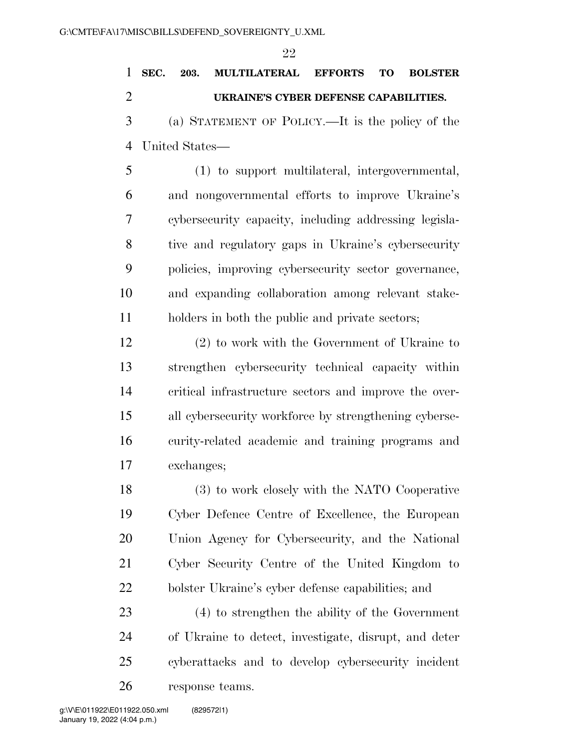### SEC. 203. MULTILATERAL EFFORTS TO BOLSTER UKRAINE'S CYBER DEFENSE CAPABILITIES.

(a) STATEMENT OF POLICY.—It is the policy of the United States—

(1) to support multilateral, intergovernmental, and nongovernmental efforts to improve Ukraine's cybersecurity capacity, including addressing legislative and regulatory gaps in Ukraine's cybersecurity policies, improving cybersecurity sector governance, and expanding collaboration among relevant stakeholders in both the public and private sectors;

(2) to work with the Government of Ukraine to strengthen cybersecurity technical capacity within critical infrastructure sectors and improve the overall cybersecurity workforce by strengthening cybersecurity-related academic and training programs and exchanges;

(3) to work closely with the NATO Cooperative Cyber Defence Centre of Excellence, the European Union Agency for Cybersecurity, and the National Cyber Security Centre of the United Kingdom to bolster Ukraine's cyber defense capabilities; and

(4) to strengthen the ability of the Government of Ukraine to detect, investigate, disrupt, and deter cyberattacks and to develop cybersecurity incident response teams.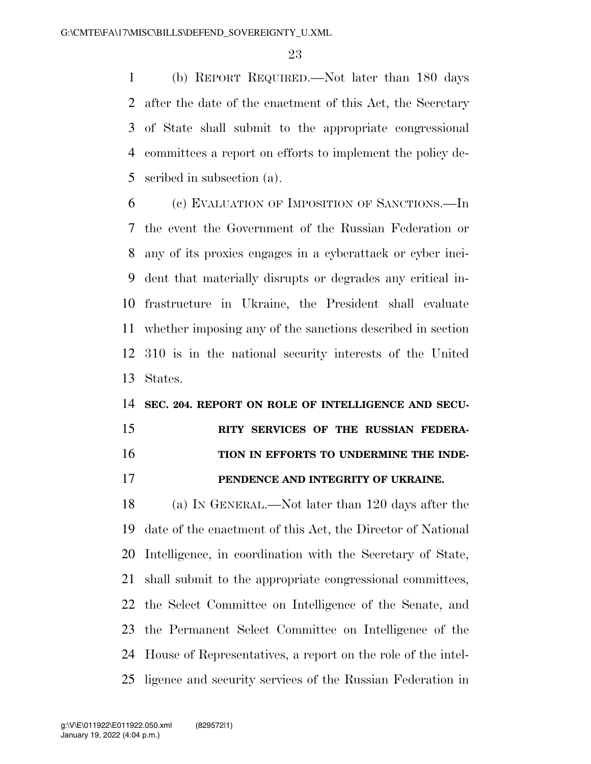(b) REPORT REQUIRED.—Not later than 180 days after the date of the enactment of this Act, the Secretary of State shall submit to the appropriate congressional committees a report on efforts to implement the policy described in subsection (a).

(c) EVALUATION OF IMPOSITION OF SANCTIONS.—In the event the Government of the Russian Federation or any of its proxies engages in a cyberattack or cyber incident that materially disrupts or degrades any critical infrastructure in Ukraine, the President shall evaluate whether imposing any of the sanctions described in section 310 is in the national security interests of the United States.

**SEC. 204. REPORT ON ROLE OF INTELLIGENCE AND SECURITY SERVICES OF THE RUSSIAN FEDERATION IN EFFORTS TO UNDERMINE THE INDEPENDENCE AND INTEGRITY OF UKRAINE.**

(a) IN GENERAL.—Not later than 120 days after the date of the enactment of this Act, the Director of National Intelligence, in coordination with the Secretary of State, shall submit to the appropriate congressional committees, the Select Committee on Intelligence of the Senate, and the Permanent Select Committee on Intelligence of the House of Representatives, a report on the role of the intelligence and security services of the Russian Federation in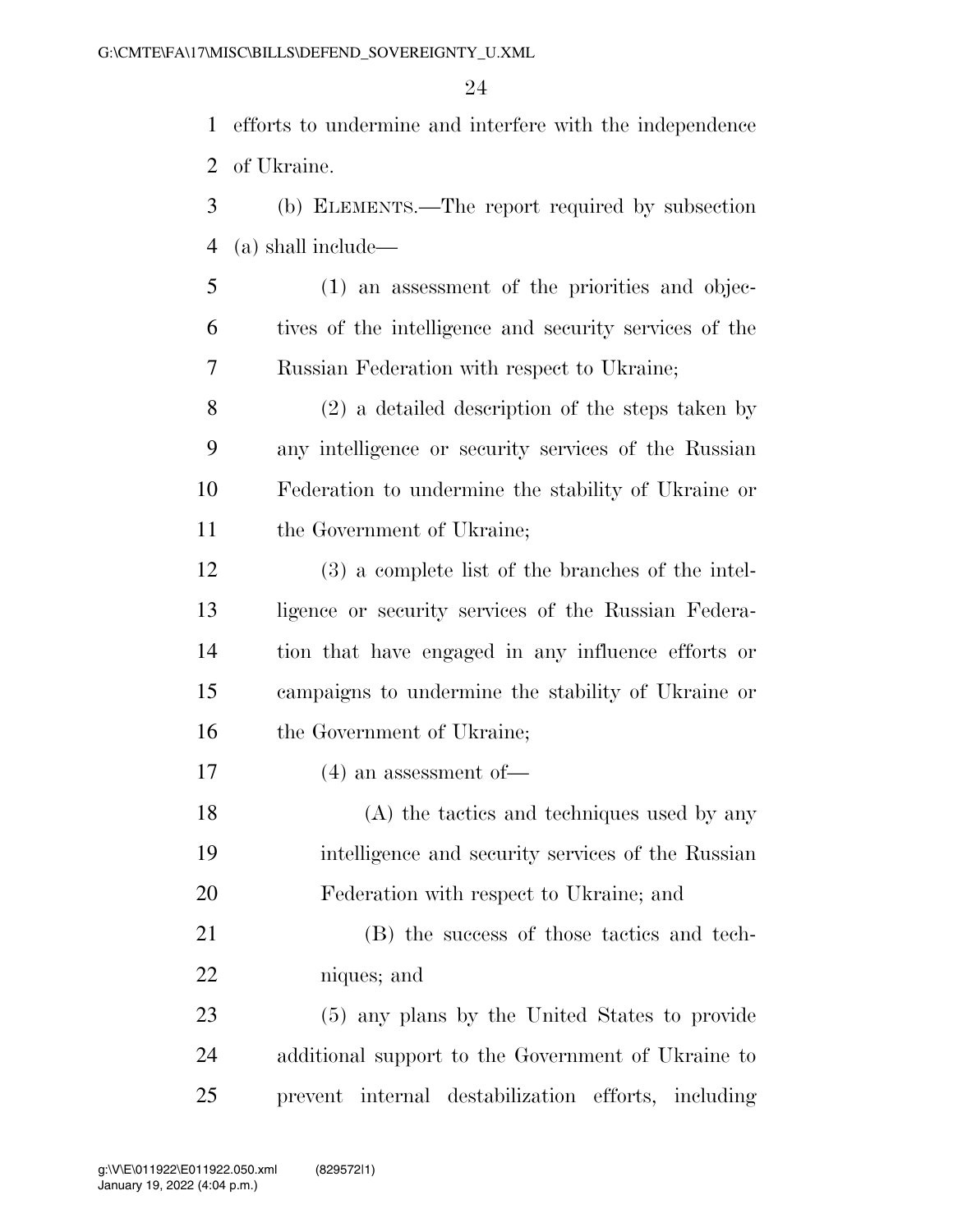efforts to undermine and interfere with the independence of Ukraine.

(b) ELEMENTS.—The report required by subsection (a) shall include—

(1) an assessment of the priorities and objectives of the intelligence and security services of the Russian Federation with respect to Ukraine;

(2) a detailed description of the steps taken by any intelligence or security services of the Russian Federation to undermine the stability of Ukraine or the Government of Ukraine;

(3) a complete list of the branches of the intelligence or security services of the Russian Federation that have engaged in any influence efforts or campaigns to undermine the stability of Ukraine or the Government of Ukraine;

(4) an assessment of—

(A) the tactics and techniques used by any intelligence and security services of the Russian Federation with respect to Ukraine; and

(B) the success of those tactics and techniques; and

(5) any plans by the United States to provide additional support to the Government of Ukraine to prevent internal destabilization efforts, including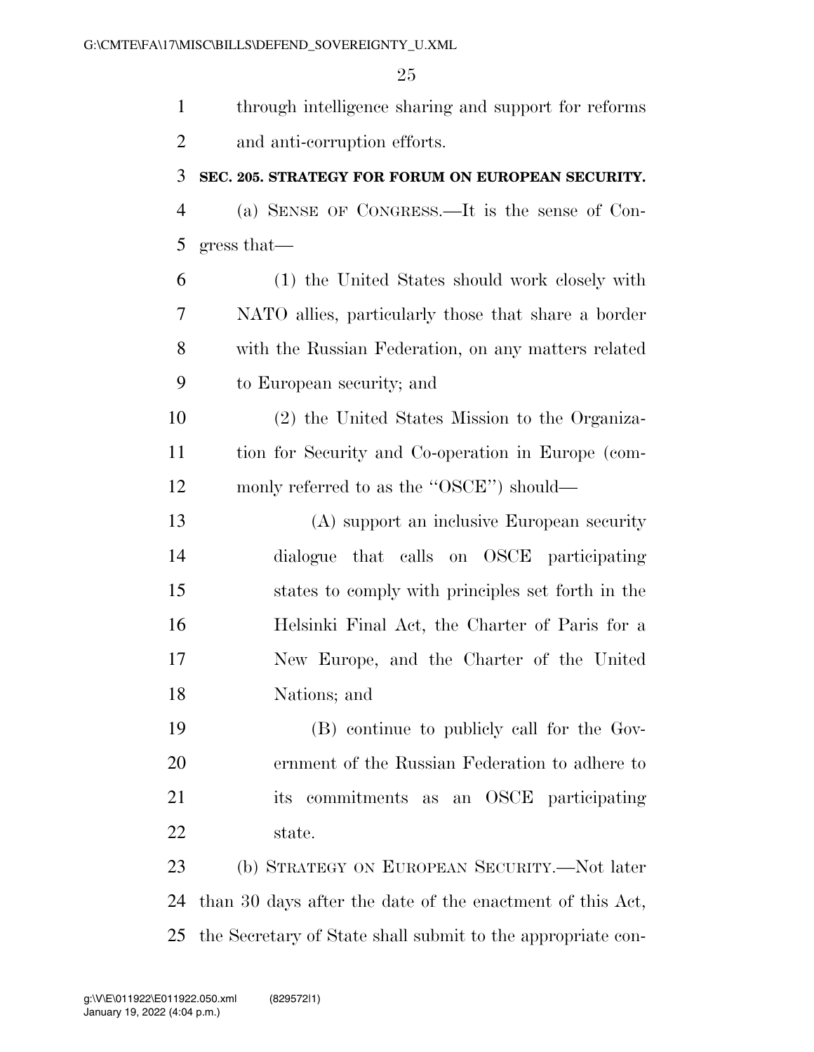through intelligence sharing and support for reforms and anti-corruption efforts.

**SEC. 205. STRATEGY FOR FORUM ON EUROPEAN SECURITY.**

(a) SENSE OF CONGRESS.—It is the sense of Congress that—

(1) the United States should work closely with NATO allies, particularly those that share a border with the Russian Federation, on any matters related to European security; and

(2) the United States Mission to the Organization for Security and Co-operation in Europe (commonly referred to as the "OSCE") should—

(A) support an inclusive European security dialogue that calls on OSCE participating states to comply with principles set forth in the Helsinki Final Act, the Charter of Paris for a New Europe, and the Charter of the United Nations; and

(B) continue to publicly call for the Government of the Russian Federation to adhere to its commitments as an OSCE participating state.

(b) STRATEGY ON EUROPEAN SECURITY.—Not later than 30 days after the date of the enactment of this Act, the Secretary of State shall submit to the appropriate con-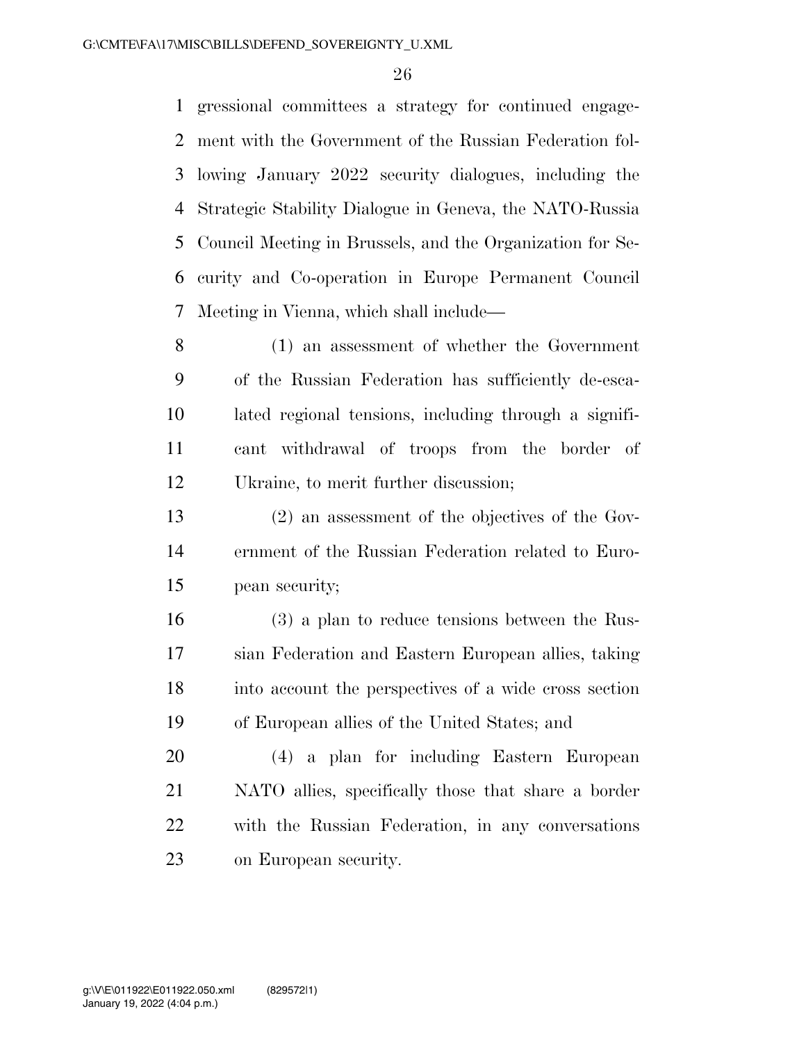gressional committees a strategy for continued engagement with the Government of the Russian Federation following January 2022 security dialogues, including the Strategic Stability Dialogue in Geneva, the NATO-Russia Council Meeting in Brussels, and the Organization for Security and Co-operation in Europe Permanent Council Meeting in Vienna, which shall include—

(1) an assessment of whether the Government of the Russian Federation has sufficiently de-escalated regional tensions, including through a significant withdrawal of troops from the border of Ukraine, to merit further discussion;

(2) an assessment of the objectives of the Government of the Russian Federation related to European security;

(3) a plan to reduce tensions between the Russian Federation and Eastern European allies, taking into account the perspectives of a wide cross section of European allies of the United States; and

(4) a plan for including Eastern European NATO allies, specifically those that share a border with the Russian Federation, in any conversations on European security.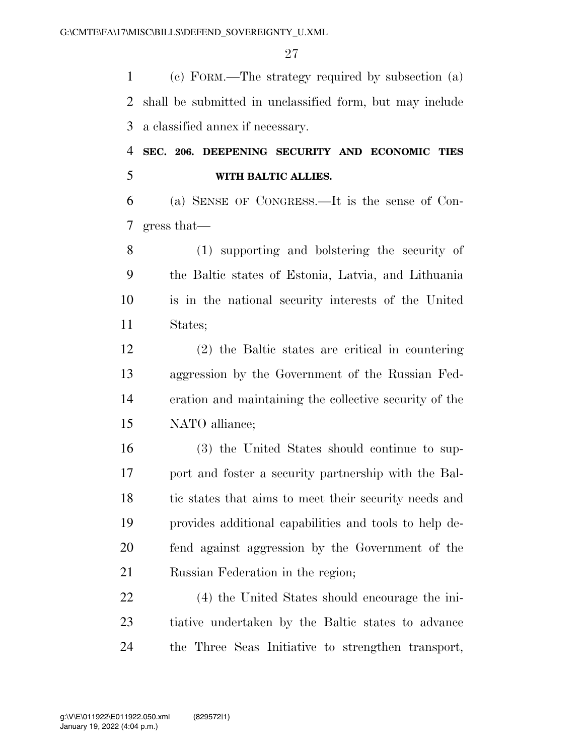(c) FORM.—The strategy required by subsection (a) shall be submitted in unclassified form, but may include a classified annex if necessary.

**SEC. 206. DEEPENING SECURITY AND ECONOMIC TIES WITH BALTIC ALLIES.**

(a) SENSE OF CONGRESS.—It is the sense of Congress that—

(1) supporting and bolstering the security of the Baltic states of Estonia, Latvia, and Lithuania is in the national security interests of the United States;

(2) the Baltic states are critical in countering aggression by the Government of the Russian Federation and maintaining the collective security of the NATO alliance;

(3) the United States should continue to support and foster a security partnership with the Baltic states that aims to meet their security needs and provides additional capabilities and tools to help defend against aggression by the Government of the Russian Federation in the region;

(4) the United States should encourage the initiative undertaken by the Baltic states to advance the Three Seas Initiative to strengthen transport,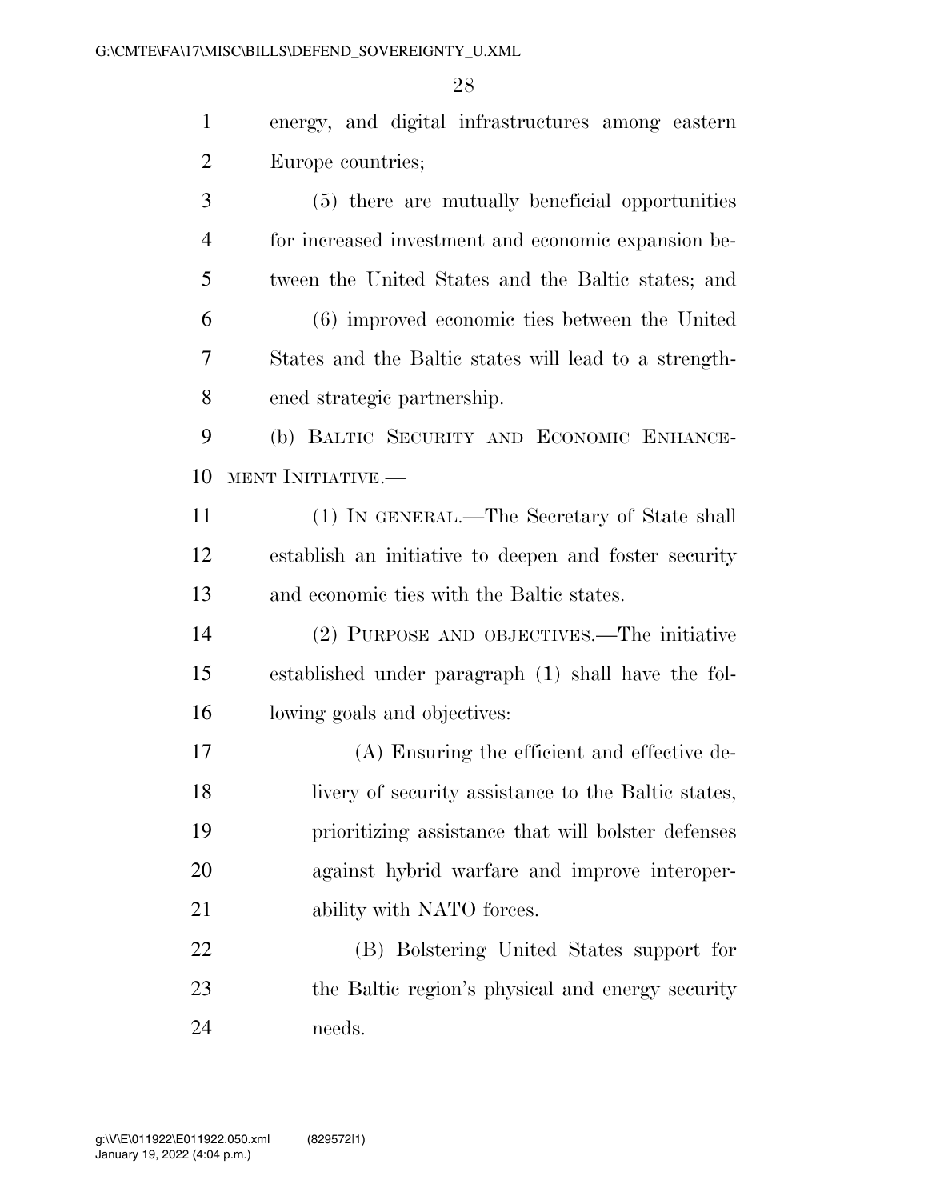energy, and digital infrastructures among eastern Europe countries;

(5) there are mutually beneficial opportunities for increased investment and economic expansion between the United States and the Baltic states; and

(6) improved economic ties between the United States and the Baltic states will lead to a strengthened strategic partnership.

(b) BALTIC SECURITY AND ECONOMIC ENHANCEMENT INITIATIVE.—

(1) IN GENERAL.—The Secretary of State shall establish an initiative to deepen and foster security and economic ties with the Baltic states.

(2) PURPOSE AND OBJECTIVES.—The initiative established under paragraph (1) shall have the following goals and objectives:

(A) Ensuring the efficient and effective delivery of security assistance to the Baltic states, prioritizing assistance that will bolster defenses against hybrid warfare and improve interoperability with NATO forces.

(B) Bolstering United States support for the Baltic region's physical and energy security needs.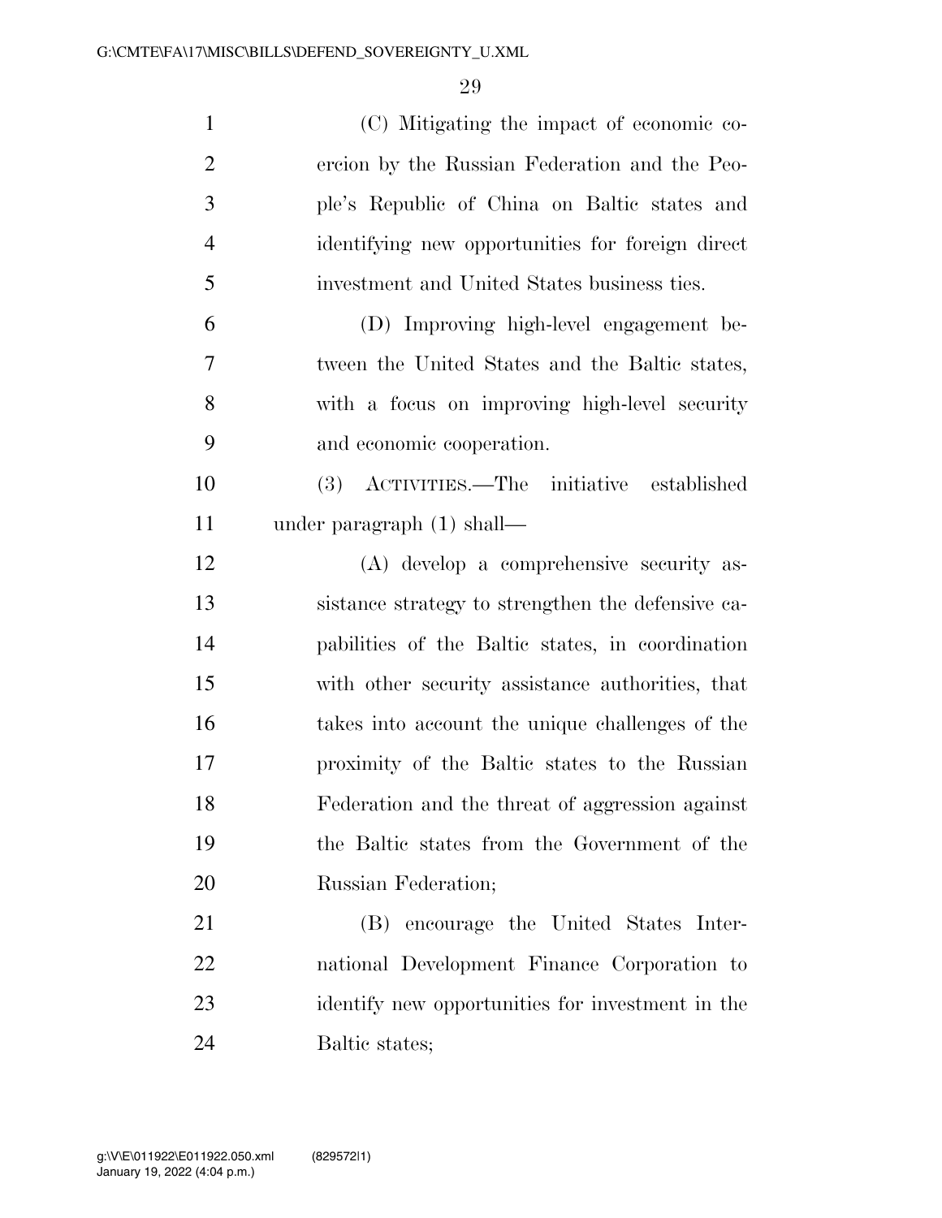(C) Mitigating the impact of economic coercion by the Russian Federation and the People's Republic of China on Baltic states and identifying new opportunities for foreign direct investment and United States business ties.

(D) Improving high-level engagement between the United States and the Baltic states, with a focus on improving high-level security and economic cooperation.

(3) ACTIVITIES.—The initiative established under paragraph (1) shall—

(A) develop a comprehensive security assistance strategy to strengthen the defensive capabilities of the Baltic states, in coordination with other security assistance authorities, that takes into account the unique challenges of the proximity of the Baltic states to the Russian Federation and the threat of aggression against the Baltic states from the Government of the Russian Federation;

(B) encourage the United States International Development Finance Corporation to identify new opportunities for investment in the Baltic states;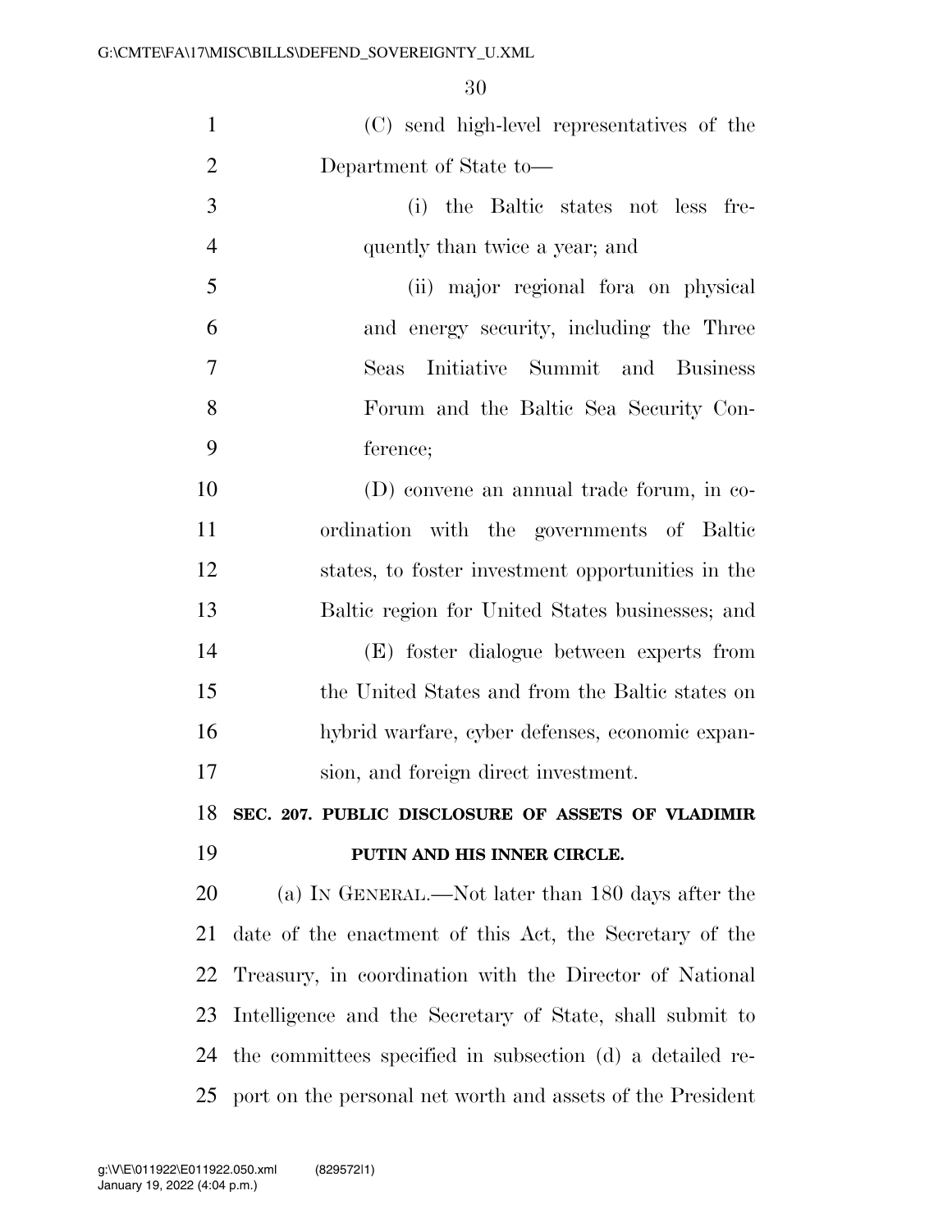(C) send high-level representatives of the Department of State to—

(i) the Baltic states not less frequently than twice a year; and

(ii) major regional fora on physical and energy security, including the Three Seas Initiative Summit and Business Forum and the Baltic Sea Security Conference;

(D) convene an annual trade forum, in coordination with the governments of Baltic states, to foster investment opportunities in the Baltic region for United States businesses; and

(E) foster dialogue between experts from the United States and from the Baltic states on hybrid warfare, cyber defenses, economic expansion, and foreign direct investment.

**SEC. 207. PUBLIC DISCLOSURE OF ASSETS OF VLADIMIR PUTIN AND HIS INNER CIRCLE.**

(a) IN GENERAL.—Not later than 180 days after the date of the enactment of this Act, the Secretary of the Treasury, in coordination with the Director of National Intelligence and the Secretary of State, shall submit to the committees specified in subsection (d) a detailed report on the personal net worth and assets of the President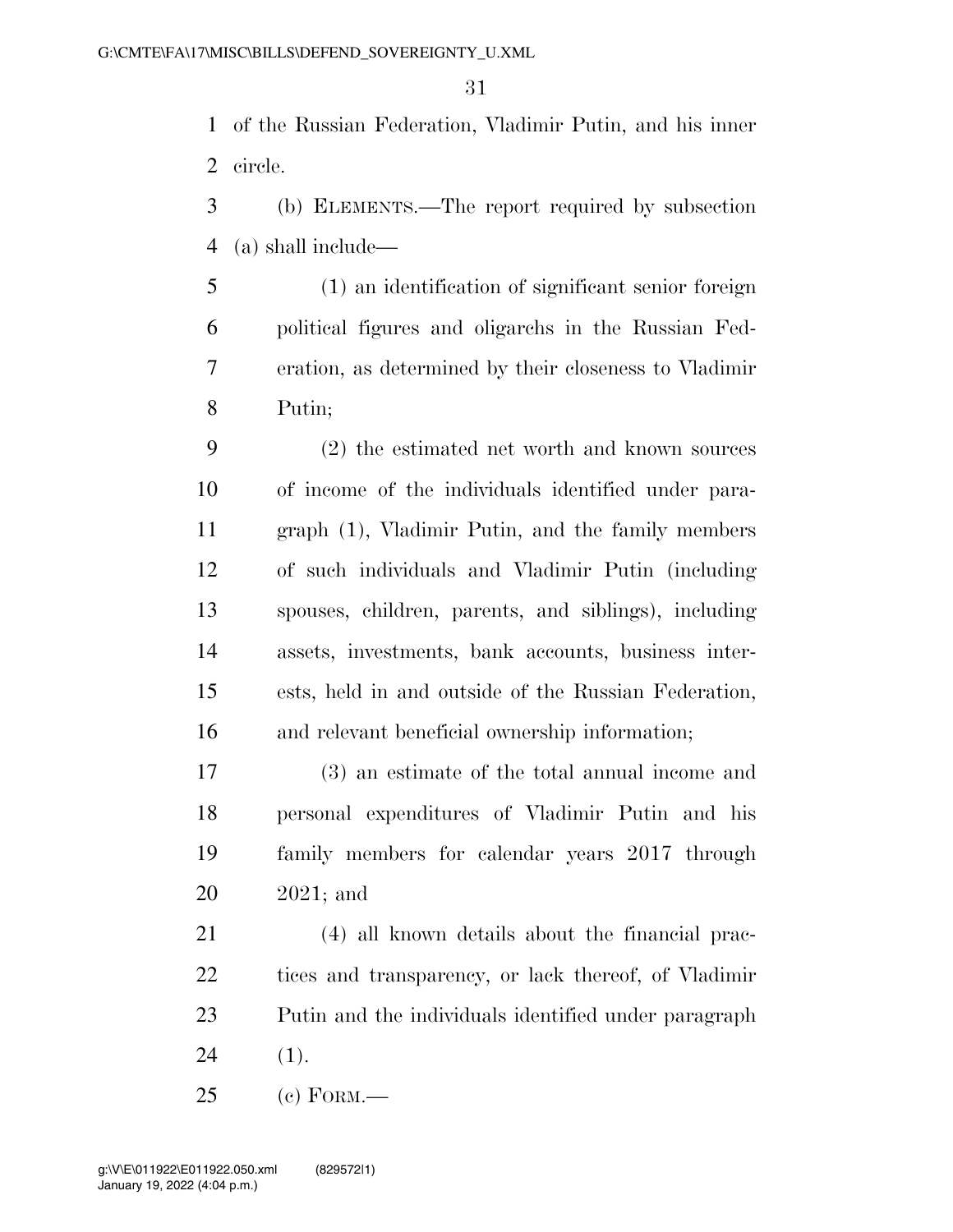of the Russian Federation, Vladimir Putin, and his inner circle.

(b) ELEMENTS.—The report required by subsection (a) shall include—

(1) an identification of significant senior foreign political figures and oligarchs in the Russian Federation, as determined by their closeness to Vladimir Putin;

(2) the estimated net worth and known sources of income of the individuals identified under paragraph (1), Vladimir Putin, and the family members of such individuals and Vladimir Putin (including spouses, children, parents, and siblings), including assets, investments, bank accounts, business interests, held in and outside of the Russian Federation, and relevant beneficial ownership information;

(3) an estimate of the total annual income and personal expenditures of Vladimir Putin and his family members for calendar years 2017 through 2021; and

(4) all known details about the financial practices and transparency, or lack thereof, of Vladimir Putin and the individuals identified under paragraph (1).

(c) FORM.—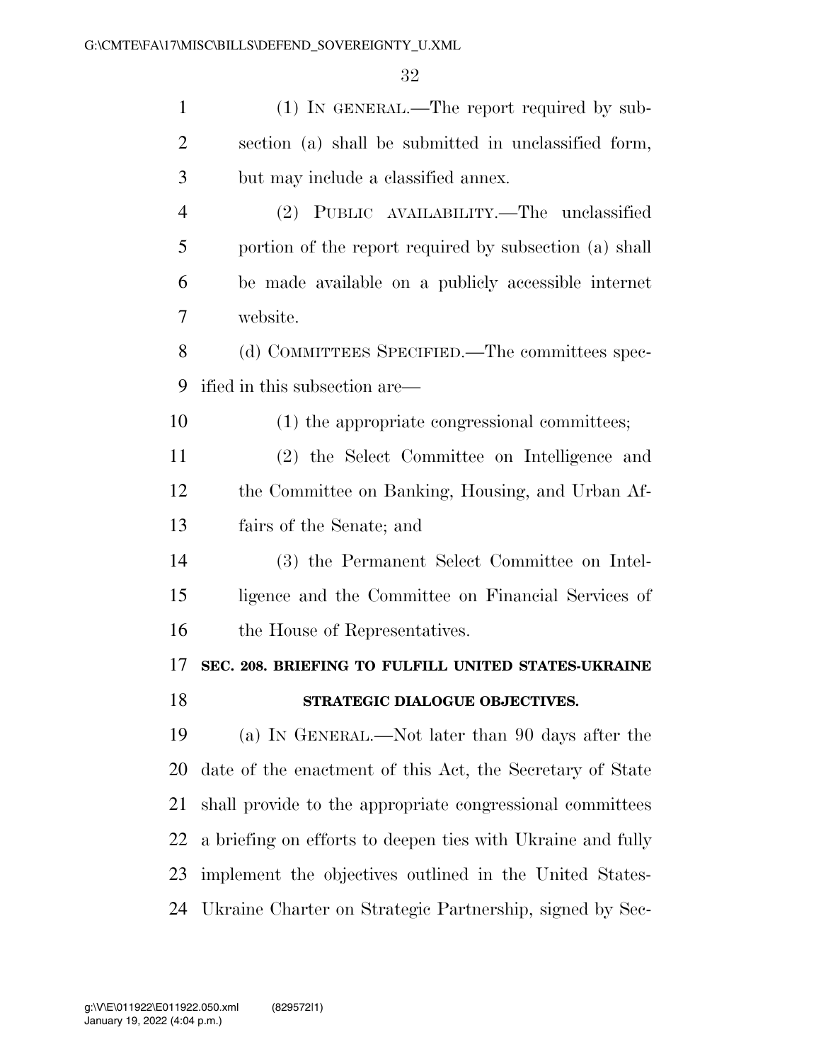(1) IN GENERAL.—The report required by subsection (a) shall be submitted in unclassified form, but may include a classified annex.

(2) PUBLIC AVAILABILITY.—The unclassified portion of the report required by subsection (a) shall be made available on a publicly accessible internet website.

(d) COMMITTEES SPECIFIED.—The committees specified in this subsection are—

(1) the appropriate congressional committees;

(2) the Select Committee on Intelligence and the Committee on Banking, Housing, and Urban Affairs of the Senate; and

(3) the Permanent Select Committee on Intelligence and the Committee on Financial Services of the House of Representatives.

**SEC. 208. BRIEFING TO FULFILL UNITED STATES-UKRAINE STRATEGIC DIALOGUE OBJECTIVES.**

(a) IN GENERAL.—Not later than 90 days after the date of the enactment of this Act, the Secretary of State shall provide to the appropriate congressional committees a briefing on efforts to deepen ties with Ukraine and fully implement the objectives outlined in the United States-Ukraine Charter on Strategic Partnership, signed by Sec-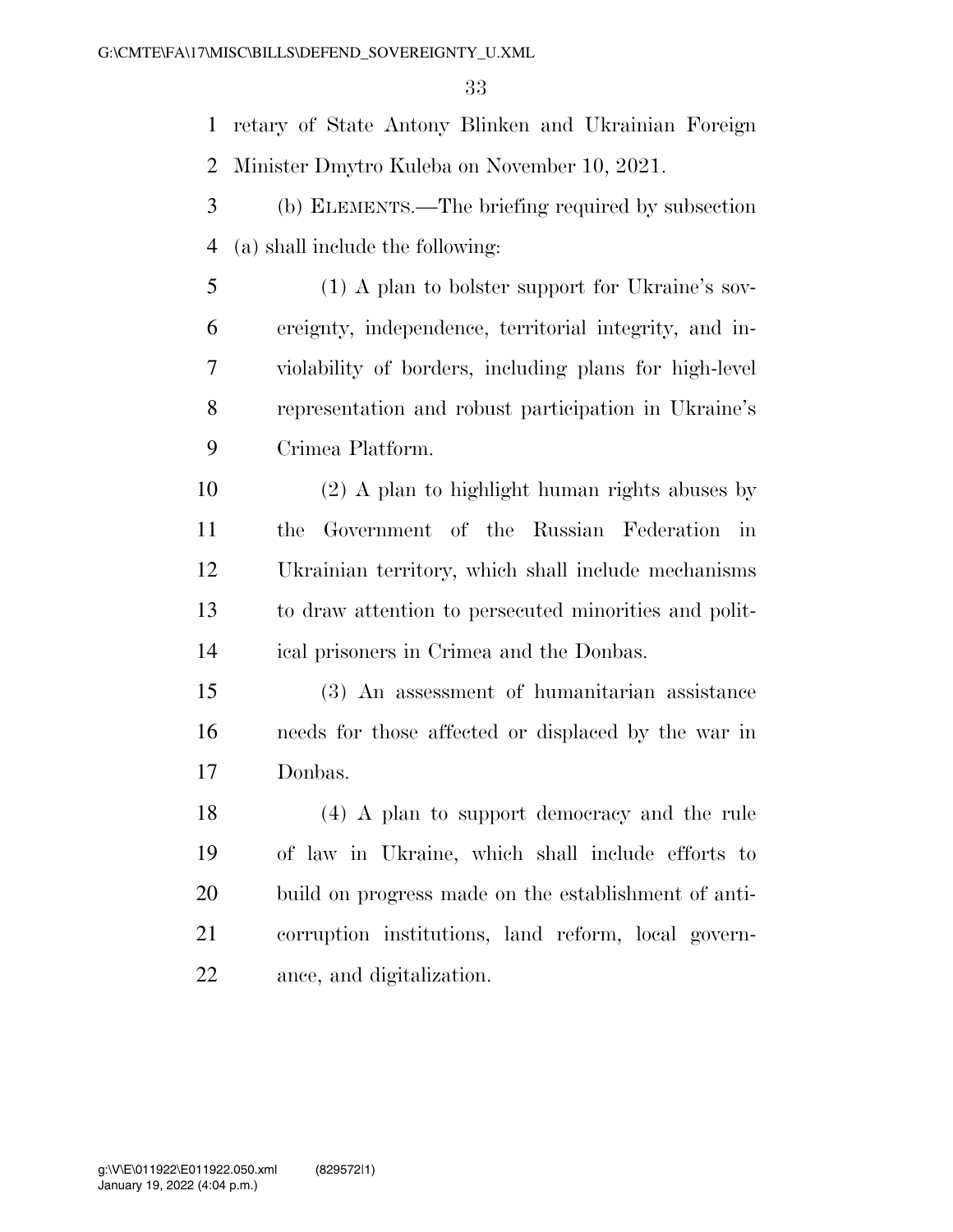retary of State Antony Blinken and Ukrainian Foreign Minister Dmytro Kuleba on November 10, 2021.

(b) ELEMENTS.—The briefing required by subsection (a) shall include the following:

(1) A plan to bolster support for Ukraine's sovereignty, independence, territorial integrity, and inviolability of borders, including plans for high-level representation and robust participation in Ukraine's Crimea Platform.

(2) A plan to highlight human rights abuses by the Government of the Russian Federation in Ukrainian territory, which shall include mechanisms to draw attention to persecuted minorities and political prisoners in Crimea and the Donbas.

(3) An assessment of humanitarian assistance needs for those affected or displaced by the war in Donbas.

(4) A plan to support democracy and the rule of law in Ukraine, which shall include efforts to build on progress made on the establishment of anti-corruption institutions, land reform, local governance, and digitalization.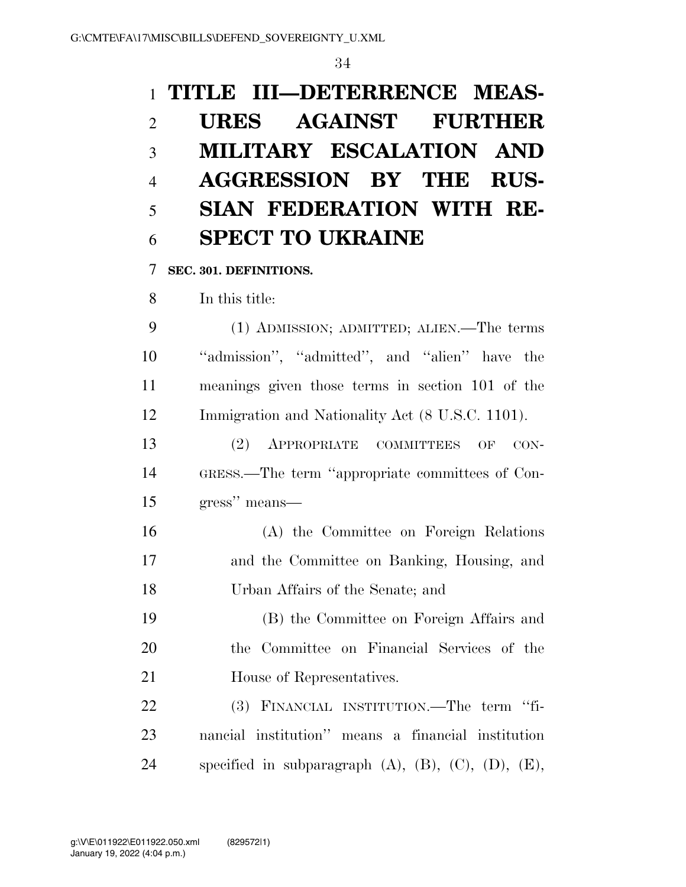# TITLE III—DETERRENCE MEASURES AGAINST FURTHER MILITARY ESCALATION AND AGGRESSION BY THE RUSSIAN FEDERATION WITH RESPECT TO UKRAINE

## SEC. 301. DEFINITIONS.

In this title:

(1) ADMISSION; ADMITTED; ALIEN.—The terms "admission", "admitted", and "alien" have the meanings given those terms in section 101 of the Immigration and Nationality Act (8 U.S.C. 1101).

(2) APPROPRIATE COMMITTEES OF CONGRESS.—The term "appropriate committees of Congress" means—

(A) the Committee on Foreign Relations and the Committee on Banking, Housing, and Urban Affairs of the Senate; and

(B) the Committee on Foreign Affairs and the Committee on Financial Services of the House of Representatives.

(3) FINANCIAL INSTITUTION.—The term "financial institution" means a financial institution specified in subparagraph (A), (B), (C), (D), (E),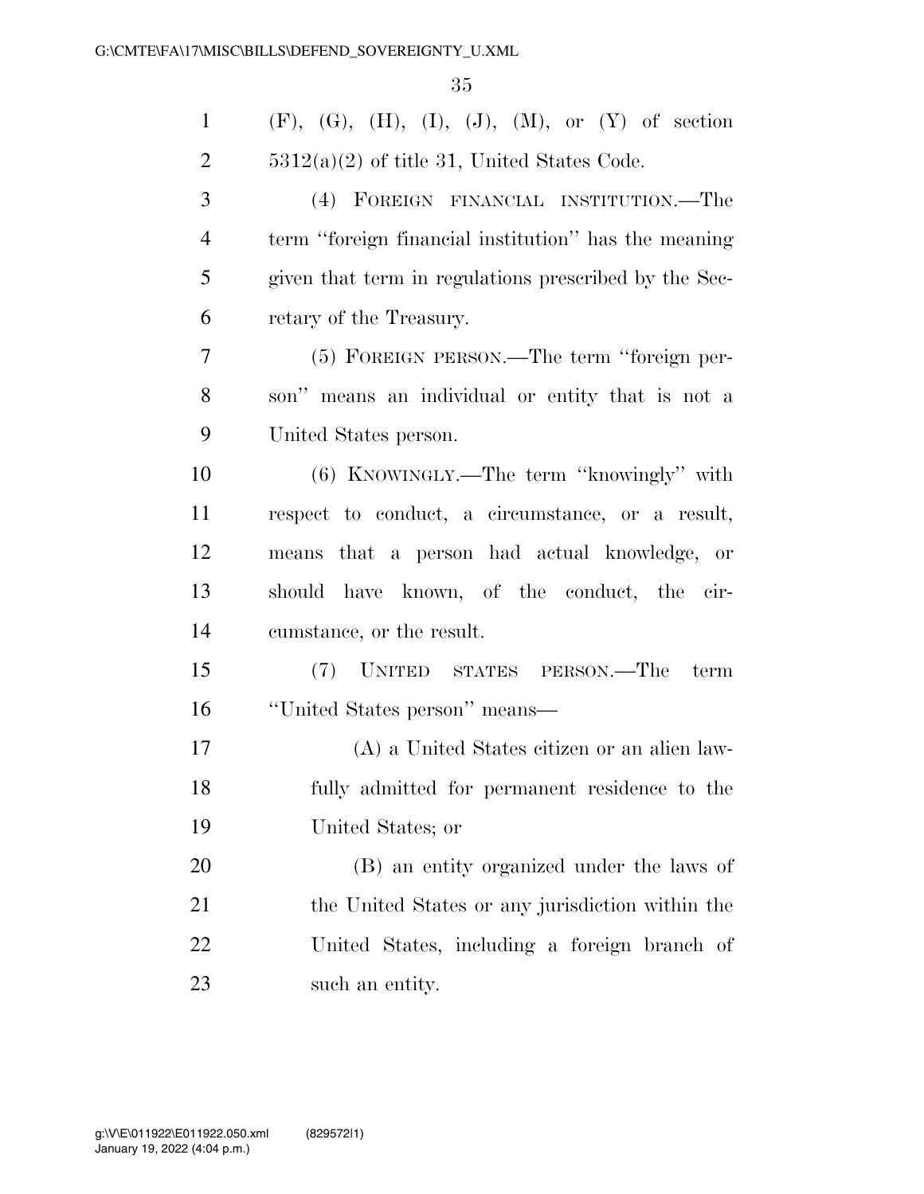(F), (G), (H), (I), (J), (M), or (Y) of section 5312(a)(2) of title 31, United States Code.

(4) FOREIGN FINANCIAL INSTITUTION.—The term ''foreign financial institution'' has the meaning given that term in regulations prescribed by the Secretary of the Treasury.

(5) FOREIGN PERSON.—The term ''foreign person'' means an individual or entity that is not a United States person.

(6) KNOWINGLY.—The term ''knowingly'' with respect to conduct, a circumstance, or a result, means that a person had actual knowledge, or should have known, of the conduct, the circumstance, or the result.

(7) UNITED STATES PERSON.—The term ''United States person'' means—

(A) a United States citizen or an alien lawfully admitted for permanent residence to the United States; or

(B) an entity organized under the laws of the United States or any jurisdiction within the United States, including a foreign branch of such an entity.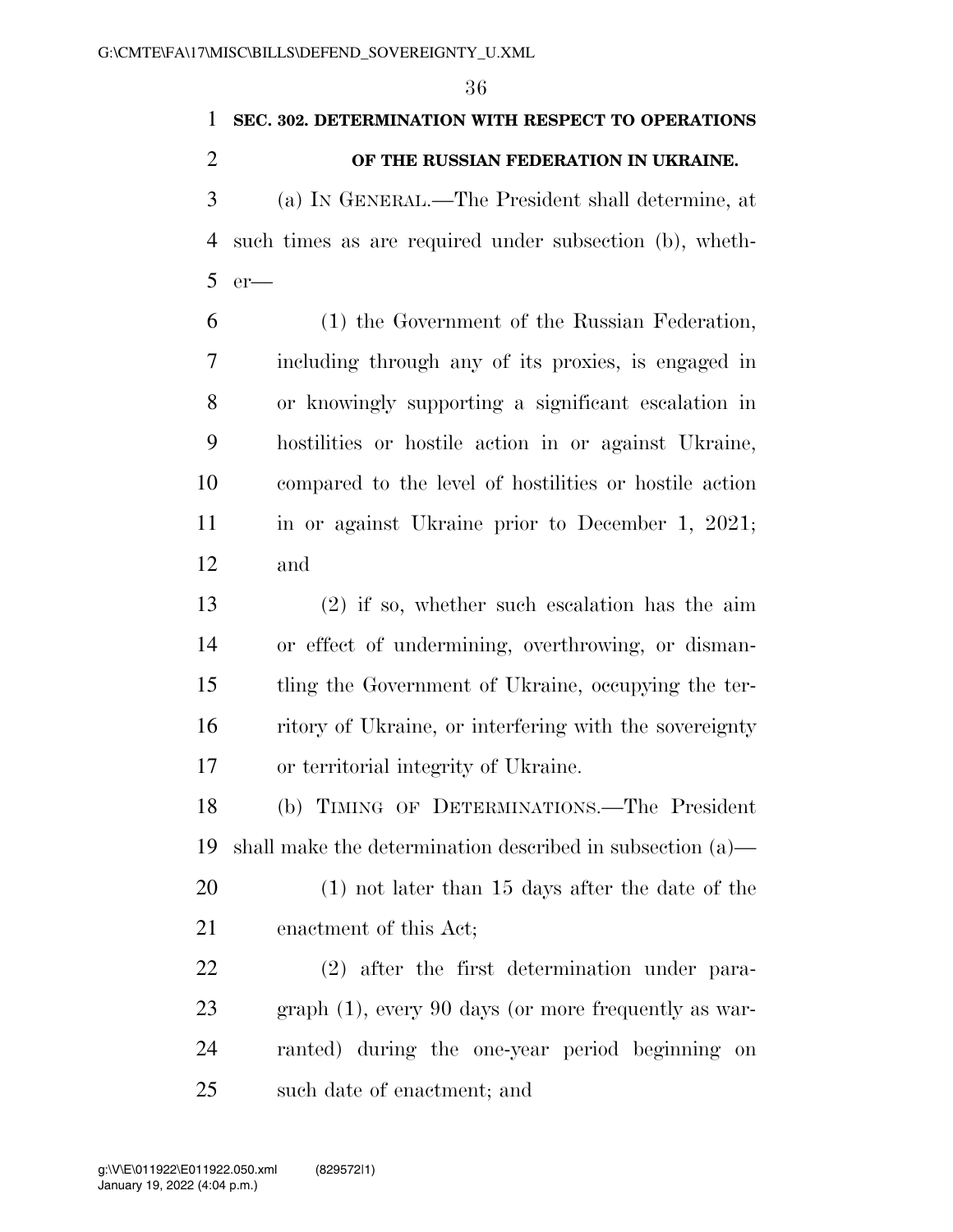**SEC. 302. DETERMINATION WITH RESPECT TO OPERATIONS OF THE RUSSIAN FEDERATION IN UKRAINE.**

(a) IN GENERAL.—The President shall determine, at such times as are required under subsection (b), whether—

(1) the Government of the Russian Federation, including through any of its proxies, is engaged in or knowingly supporting a significant escalation in hostilities or hostile action in or against Ukraine, compared to the level of hostilities or hostile action in or against Ukraine prior to December 1, 2021; and

(2) if so, whether such escalation has the aim or effect of undermining, overthrowing, or dismantling the Government of Ukraine, occupying the territory of Ukraine, or interfering with the sovereignty or territorial integrity of Ukraine.

(b) TIMING OF DETERMINATIONS.—The President shall make the determination described in subsection (a)—

(1) not later than 15 days after the date of the enactment of this Act;

(2) after the first determination under paragraph (1), every 90 days (or more frequently as warranted) during the one-year period beginning on such date of enactment; and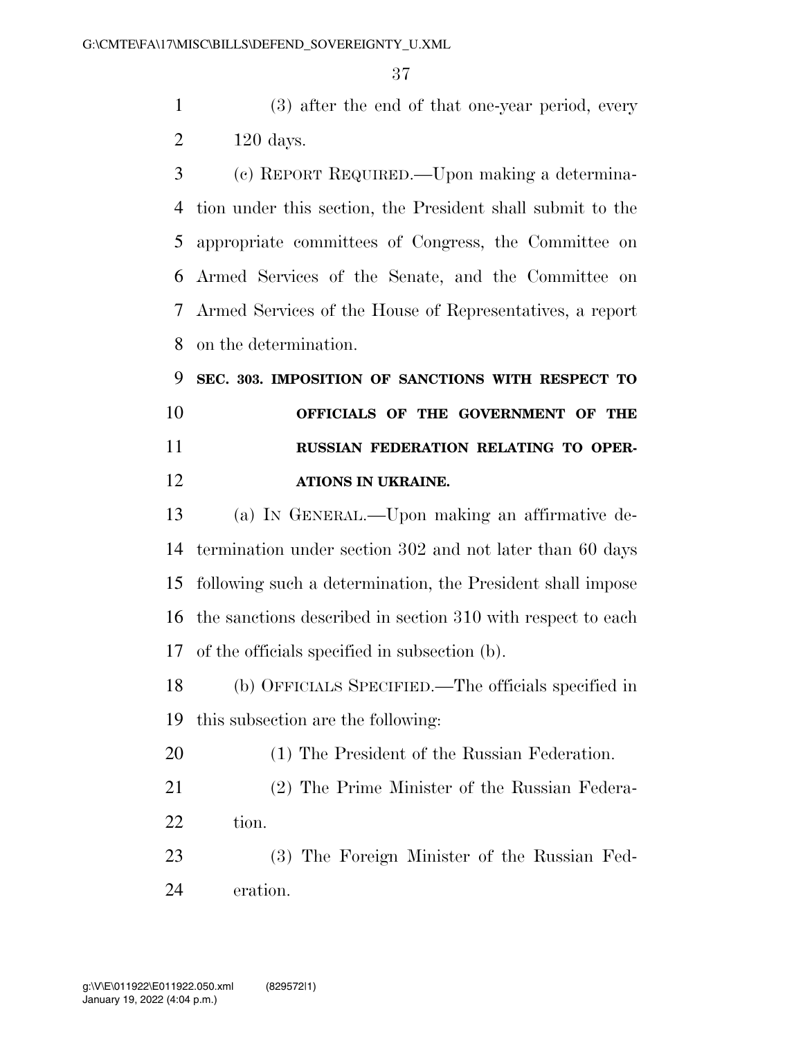(3) after the end of that one-year period, every 120 days.

(c) REPORT REQUIRED.—Upon making a determination under this section, the President shall submit to the appropriate committees of Congress, the Committee on Armed Services of the Senate, and the Committee on Armed Services of the House of Representatives, a report on the determination.

**SEC. 303. IMPOSITION OF SANCTIONS WITH RESPECT TO OFFICIALS OF THE GOVERNMENT OF THE RUSSIAN FEDERATION RELATING TO OPERATIONS IN UKRAINE.**

(a) IN GENERAL.—Upon making an affirmative determination under section 302 and not later than 60 days following such a determination, the President shall impose the sanctions described in section 310 with respect to each of the officials specified in subsection (b).

(b) OFFICIALS SPECIFIED.—The officials specified in this subsection are the following:

(1) The President of the Russian Federation.

(2) The Prime Minister of the Russian Federation.

(3) The Foreign Minister of the Russian Federation.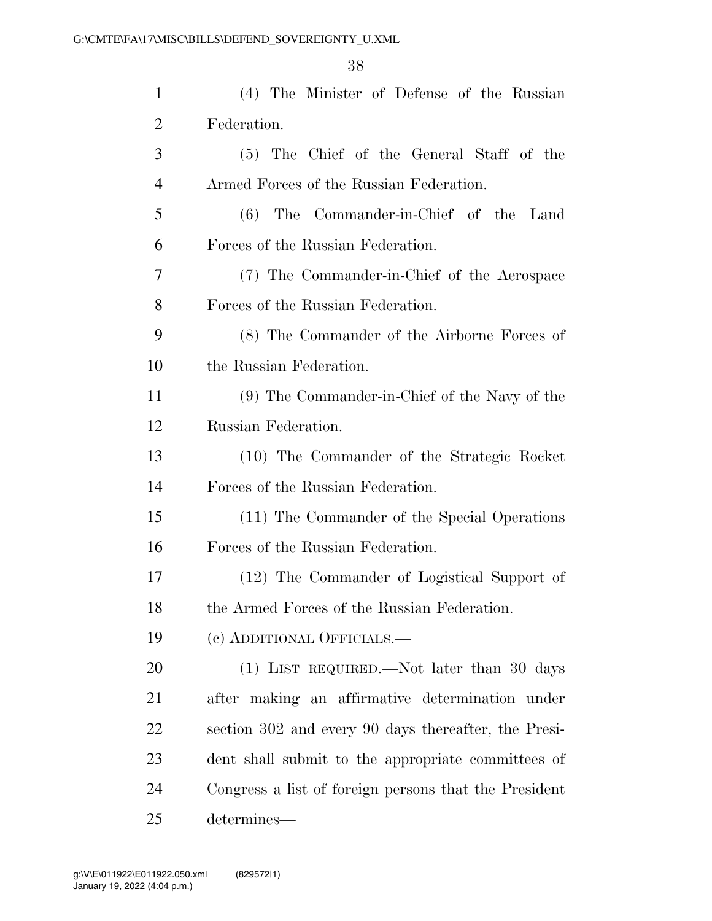(4) The Minister of Defense of the Russian Federation.

(5) The Chief of the General Staff of the Armed Forces of the Russian Federation.

(6) The Commander-in-Chief of the Land Forces of the Russian Federation.

(7) The Commander-in-Chief of the Aerospace Forces of the Russian Federation.

(8) The Commander of the Airborne Forces of the Russian Federation.

(9) The Commander-in-Chief of the Navy of the Russian Federation.

(10) The Commander of the Strategic Rocket Forces of the Russian Federation.

(11) The Commander of the Special Operations Forces of the Russian Federation.

(12) The Commander of Logistical Support of the Armed Forces of the Russian Federation.

(c) ADDITIONAL OFFICIALS.—

(1) LIST REQUIRED.—Not later than 30 days after making an affirmative determination under section 302 and every 90 days thereafter, the President shall submit to the appropriate committees of Congress a list of foreign persons that the President determines—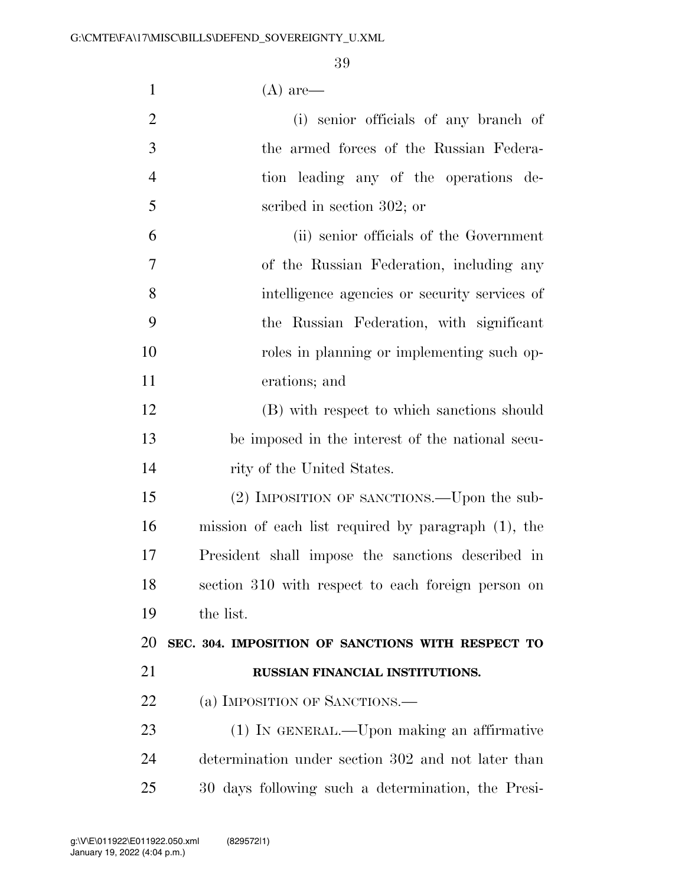(A) are—

(i) senior officials of any branch of the armed forces of the Russian Federation leading any of the operations described in section 302; or

(ii) senior officials of the Government of the Russian Federation, including any intelligence agencies or security services of the Russian Federation, with significant roles in planning or implementing such operations; and

(B) with respect to which sanctions should be imposed in the interest of the national security of the United States.

(2) IMPOSITION OF SANCTIONS.—Upon the submission of each list required by paragraph (1), the President shall impose the sanctions described in section 310 with respect to each foreign person on the list.

**SEC. 304. IMPOSITION OF SANCTIONS WITH RESPECT TO RUSSIAN FINANCIAL INSTITUTIONS.**

(a) IMPOSITION OF SANCTIONS.—

(1) IN GENERAL.—Upon making an affirmative determination under section 302 and not later than 30 days following such a determination, the Presi-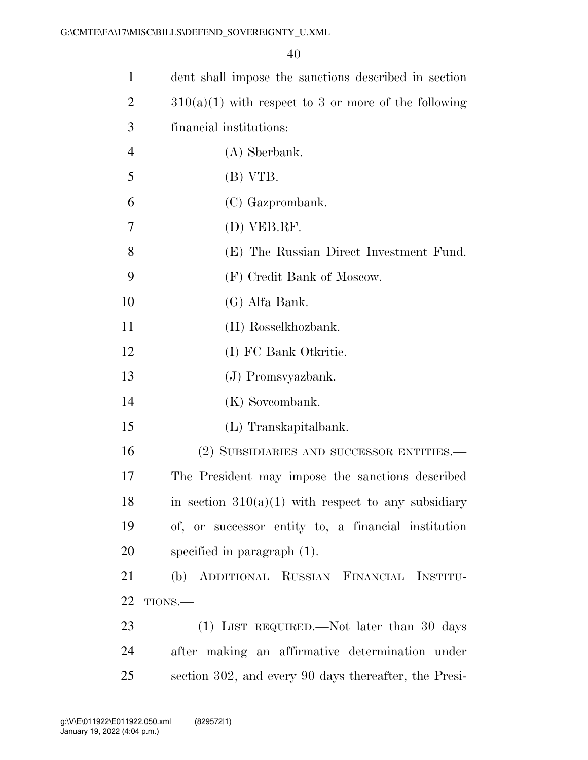dent shall impose the sanctions described in section 310(a)(1) with respect to 3 or more of the following financial institutions:

(A) Sberbank.

(B) VTB.

(C) Gazprombank.

(D) VEB.RF.

(E) The Russian Direct Investment Fund.

(F) Credit Bank of Moscow.

(G) Alfa Bank.

(H) Rosselkhozbank.

(I) FC Bank Otkritie.

(J) Promsvyazbank.

(K) Sovcombank.

(L) Transkapitalbank.

(2) SUBSIDIARIES AND SUCCESSOR ENTITIES.—The President may impose the sanctions described in section 310(a)(1) with respect to any subsidiary of, or successor entity to, a financial institution specified in paragraph (1).

(b) ADDITIONAL RUSSIAN FINANCIAL INSTITUTIONS.—

(1) LIST REQUIRED.—Not later than 30 days after making an affirmative determination under section 302, and every 90 days thereafter, the Presi-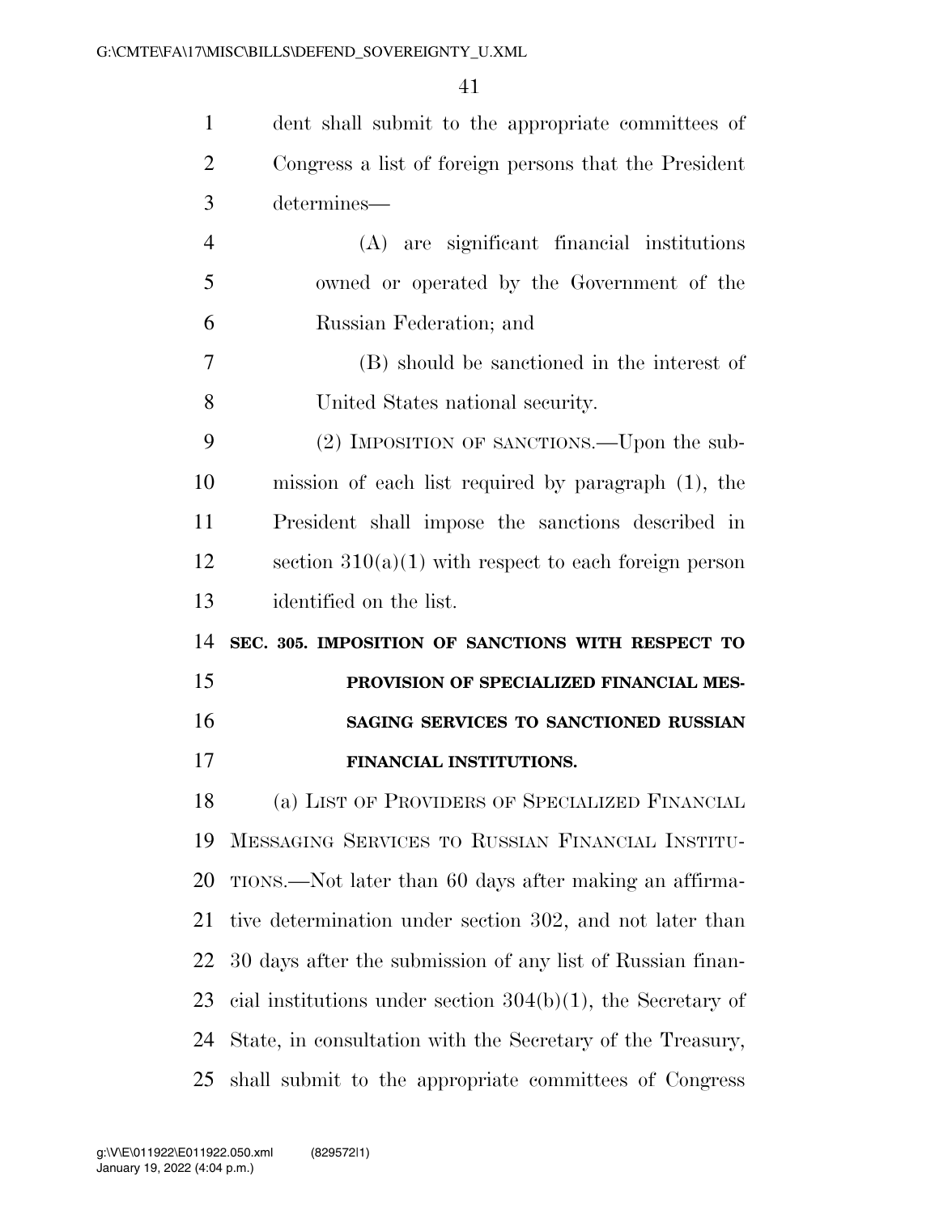dent shall submit to the appropriate committees of Congress a list of foreign persons that the President determines—

(A) are significant financial institutions owned or operated by the Government of the Russian Federation; and

(B) should be sanctioned in the interest of United States national security.

(2) IMPOSITION OF SANCTIONS.—Upon the submission of each list required by paragraph (1), the President shall impose the sanctions described in section 310(a)(1) with respect to each foreign person identified on the list.

**SEC. 305. IMPOSITION OF SANCTIONS WITH RESPECT TO PROVISION OF SPECIALIZED FINANCIAL MESSAGING SERVICES TO SANCTIONED RUSSIAN FINANCIAL INSTITUTIONS.**

(a) LIST OF PROVIDERS OF SPECIALIZED FINANCIAL MESSAGING SERVICES TO RUSSIAN FINANCIAL INSTITUTIONS.—Not later than 60 days after making an affirmative determination under section 302, and not later than 30 days after the submission of any list of Russian financial institutions under section 304(b)(1), the Secretary of State, in consultation with the Secretary of the Treasury, shall submit to the appropriate committees of Congress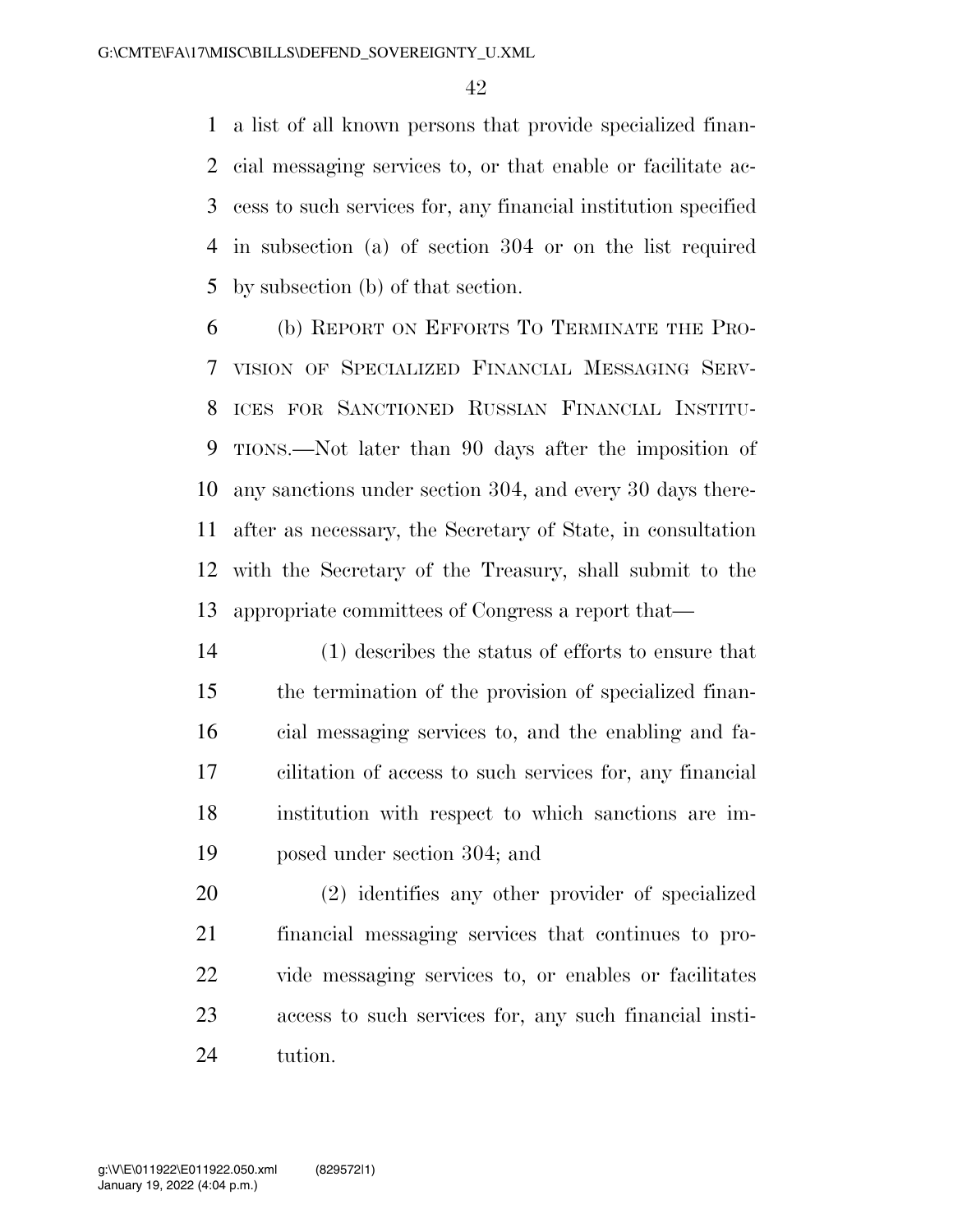a list of all known persons that provide specialized financial messaging services to, or that enable or facilitate access to such services for, any financial institution specified in subsection (a) of section 304 or on the list required by subsection (b) of that section.

(b) REPORT ON EFFORTS TO TERMINATE THE PROVISION OF SPECIALIZED FINANCIAL MESSAGING SERVICES FOR SANCTIONED RUSSIAN FINANCIAL INSTITUTIONS.—Not later than 90 days after the imposition of any sanctions under section 304, and every 30 days thereafter as necessary, the Secretary of State, in consultation with the Secretary of the Treasury, shall submit to the appropriate committees of Congress a report that—

(1) describes the status of efforts to ensure that the termination of the provision of specialized financial messaging services to, and the enabling and facilitation of access to such services for, any financial institution with respect to which sanctions are imposed under section 304; and

(2) identifies any other provider of specialized financial messaging services that continues to provide messaging services to, or enables or facilitates access to such services for, any such financial institution.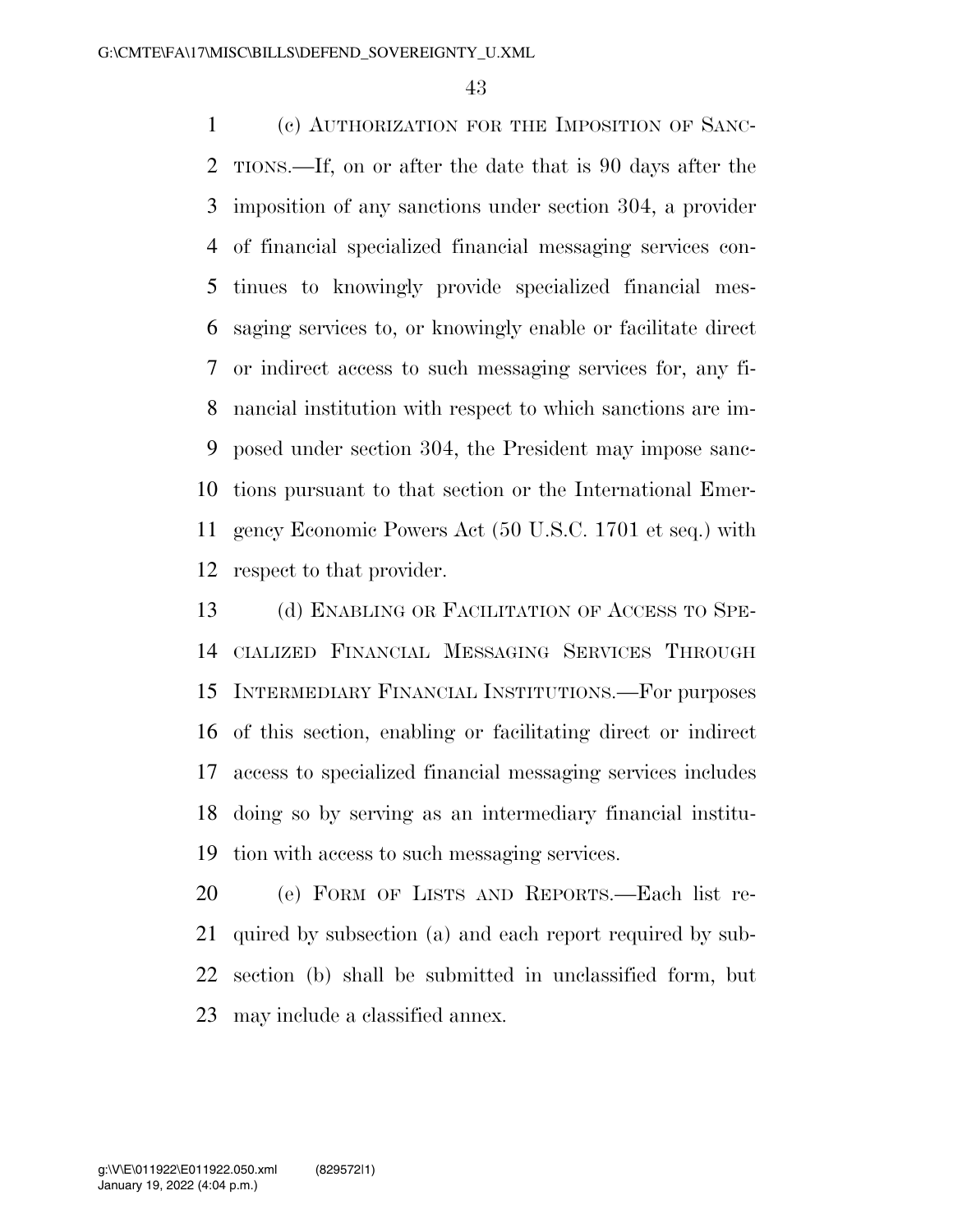(c) AUTHORIZATION FOR THE IMPOSITION OF SANCTIONS.—If, on or after the date that is 90 days after the imposition of any sanctions under section 304, a provider of financial specialized financial messaging services continues to knowingly provide specialized financial messaging services to, or knowingly enable or facilitate direct or indirect access to such messaging services for, any financial institution with respect to which sanctions are imposed under section 304, the President may impose sanctions pursuant to that section or the International Emergency Economic Powers Act (50 U.S.C. 1701 et seq.) with respect to that provider.

(d) ENABLING OR FACILITATION OF ACCESS TO SPECIALIZED FINANCIAL MESSAGING SERVICES THROUGH INTERMEDIARY FINANCIAL INSTITUTIONS.—For purposes of this section, enabling or facilitating direct or indirect access to specialized financial messaging services includes doing so by serving as an intermediary financial institution with access to such messaging services.

(e) FORM OF LISTS AND REPORTS.—Each list required by subsection (a) and each report required by subsection (b) shall be submitted in unclassified form, but may include a classified annex.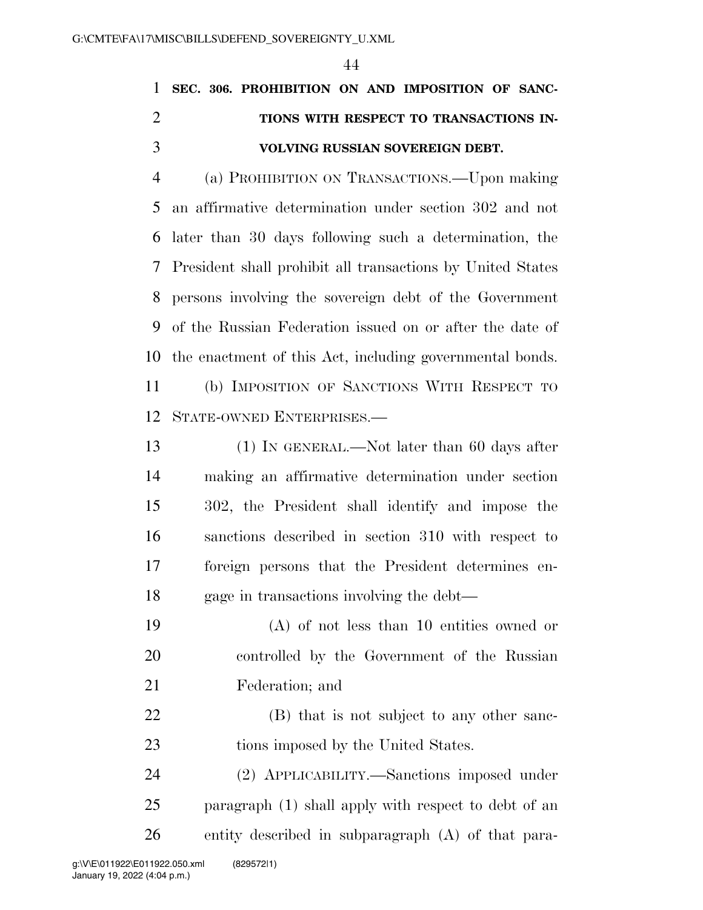**SEC. 306. PROHIBITION ON AND IMPOSITION OF SANCTIONS WITH RESPECT TO TRANSACTIONS INVOLVING RUSSIAN SOVEREIGN DEBT.**

(a) PROHIBITION ON TRANSACTIONS.—Upon making an affirmative determination under section 302 and not later than 30 days following such a determination, the President shall prohibit all transactions by United States persons involving the sovereign debt of the Government of the Russian Federation issued on or after the date of the enactment of this Act, including governmental bonds.

(b) IMPOSITION OF SANCTIONS WITH RESPECT TO STATE-OWNED ENTERPRISES.—

(1) IN GENERAL.—Not later than 60 days after making an affirmative determination under section 302, the President shall identify and impose the sanctions described in section 310 with respect to foreign persons that the President determines engage in transactions involving the debt—

(A) of not less than 10 entities owned or controlled by the Government of the Russian Federation; and

(B) that is not subject to any other sanctions imposed by the United States.

(2) APPLICABILITY.—Sanctions imposed under paragraph (1) shall apply with respect to debt of an entity described in subparagraph (A) of that para-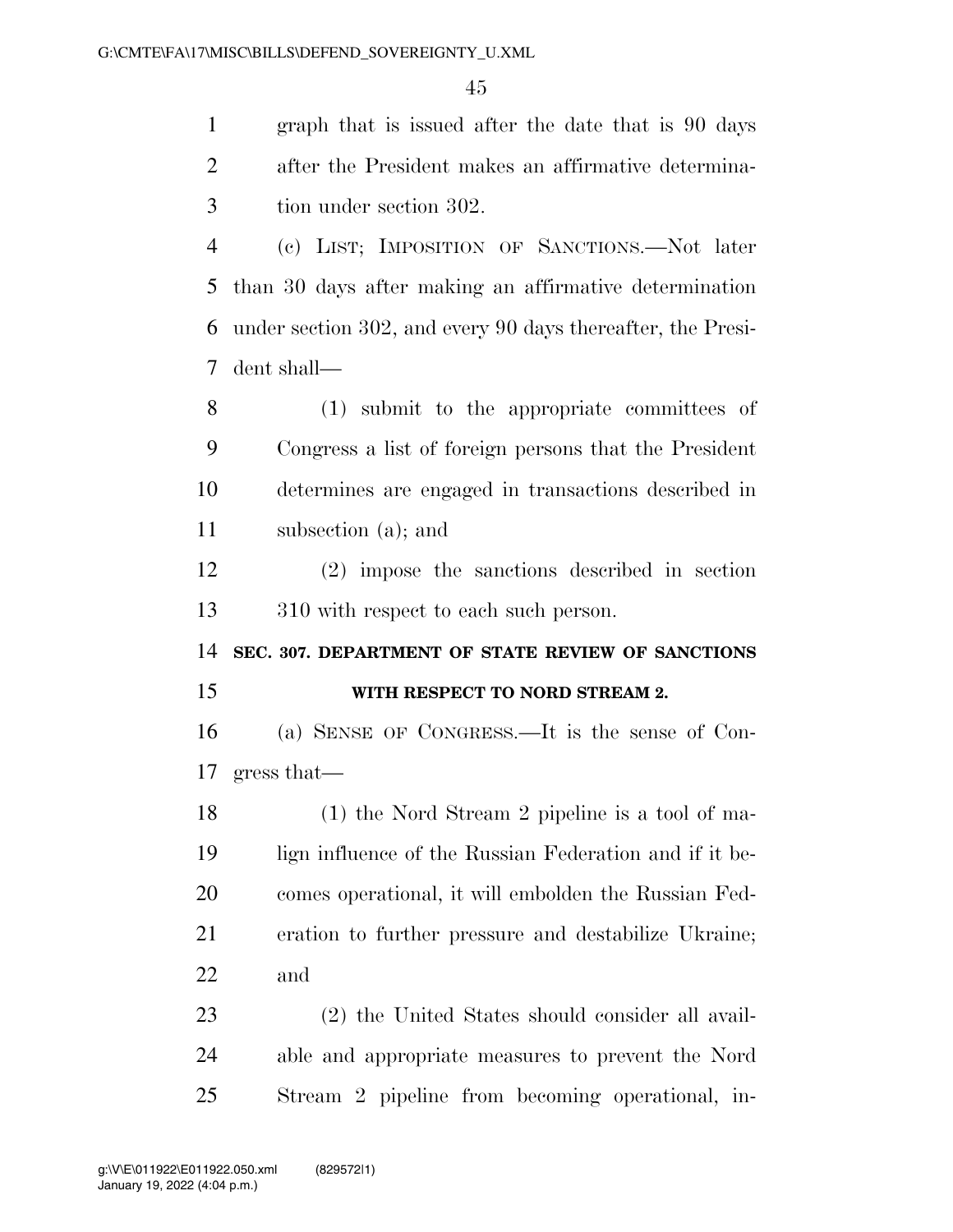graph that is issued after the date that is 90 days after the President makes an affirmative determination under section 302.

(c) LIST; IMPOSITION OF SANCTIONS.—Not later than 30 days after making an affirmative determination under section 302, and every 90 days thereafter, the President shall—

(1) submit to the appropriate committees of Congress a list of foreign persons that the President determines are engaged in transactions described in subsection (a); and

(2) impose the sanctions described in section 310 with respect to each such person.

**SEC. 307. DEPARTMENT OF STATE REVIEW OF SANCTIONS WITH RESPECT TO NORD STREAM 2.**

(a) SENSE OF CONGRESS.—It is the sense of Congress that—

(1) the Nord Stream 2 pipeline is a tool of malign influence of the Russian Federation and if it becomes operational, it will embolden the Russian Federation to further pressure and destabilize Ukraine; and

(2) the United States should consider all available and appropriate measures to prevent the Nord Stream 2 pipeline from becoming operational, in-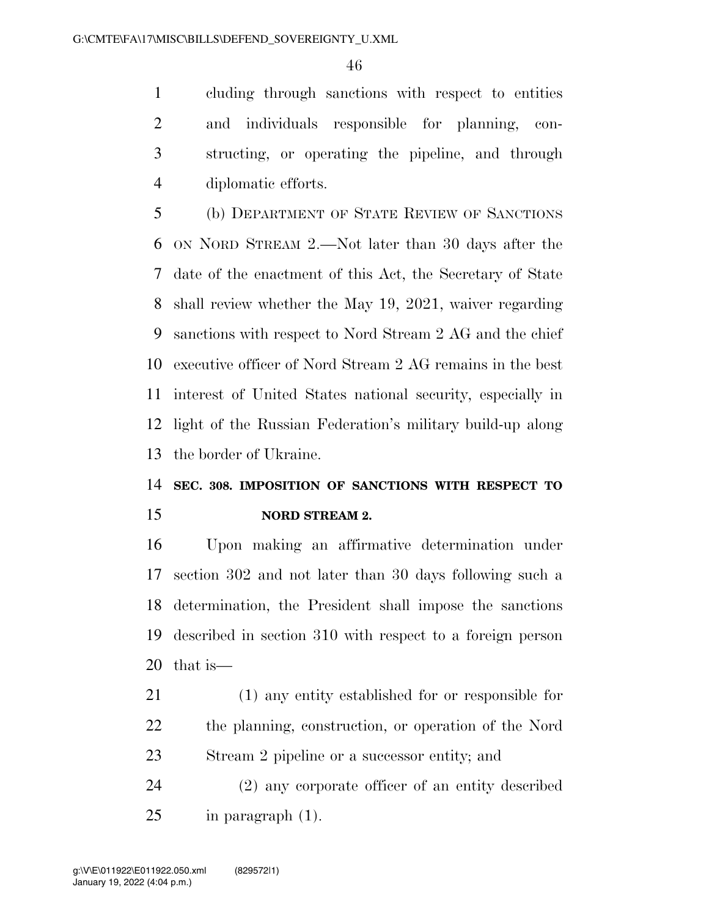cluding through sanctions with respect to entities and individuals responsible for planning, constructing, or operating the pipeline, and through diplomatic efforts.

(b) DEPARTMENT OF STATE REVIEW OF SANCTIONS ON NORD STREAM 2.—Not later than 30 days after the date of the enactment of this Act, the Secretary of State shall review whether the May 19, 2021, waiver regarding sanctions with respect to Nord Stream 2 AG and the chief executive officer of Nord Stream 2 AG remains in the best interest of United States national security, especially in light of the Russian Federation's military build-up along the border of Ukraine.

**SEC. 308. IMPOSITION OF SANCTIONS WITH RESPECT TO NORD STREAM 2.**

Upon making an affirmative determination under section 302 and not later than 30 days following such a determination, the President shall impose the sanctions described in section 310 with respect to a foreign person that is—

(1) any entity established for or responsible for the planning, construction, or operation of the Nord Stream 2 pipeline or a successor entity; and

(2) any corporate officer of an entity described in paragraph (1).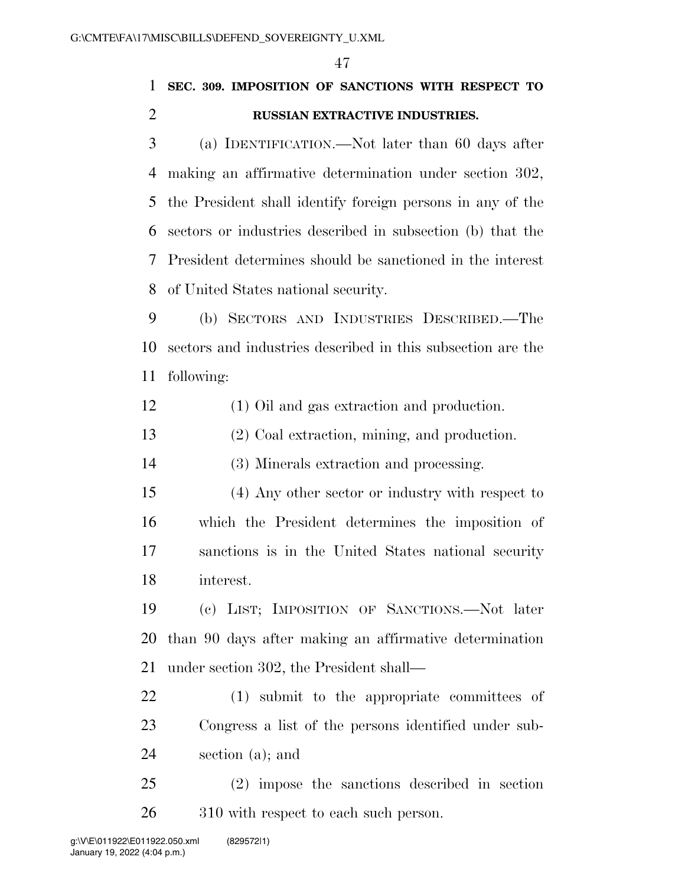**SEC. 309. IMPOSITION OF SANCTIONS WITH RESPECT TO RUSSIAN EXTRACTIVE INDUSTRIES.**

(a) IDENTIFICATION.—Not later than 60 days after making an affirmative determination under section 302, the President shall identify foreign persons in any of the sectors or industries described in subsection (b) that the President determines should be sanctioned in the interest of United States national security.

(b) SECTORS AND INDUSTRIES DESCRIBED.—The sectors and industries described in this subsection are the following:

(1) Oil and gas extraction and production.

(2) Coal extraction, mining, and production.

(3) Minerals extraction and processing.

(4) Any other sector or industry with respect to which the President determines the imposition of sanctions is in the United States national security interest.

(c) LIST; IMPOSITION OF SANCTIONS.—Not later than 90 days after making an affirmative determination under section 302, the President shall—

(1) submit to the appropriate committees of Congress a list of the persons identified under subsection (a); and

(2) impose the sanctions described in section 310 with respect to each such person.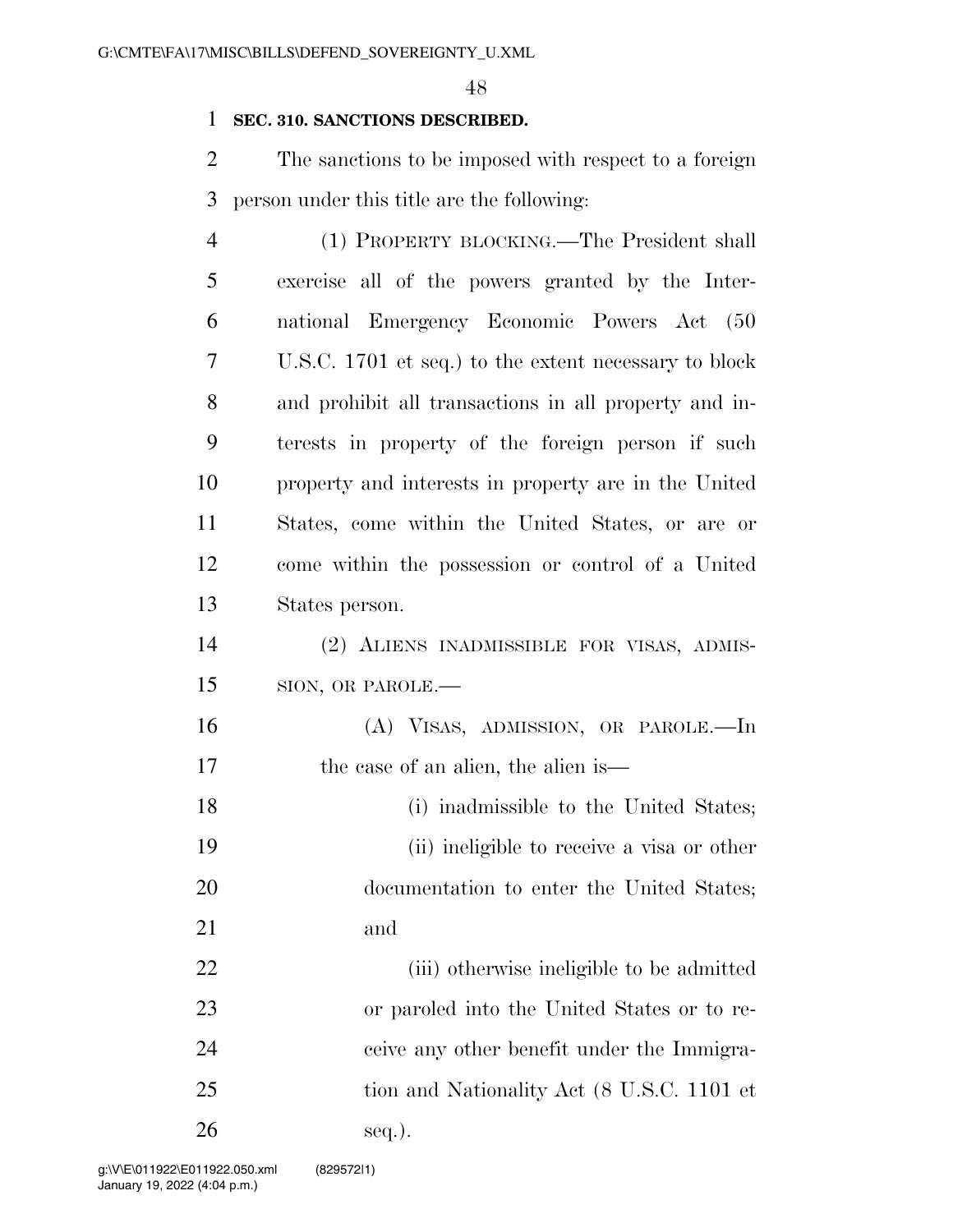**SEC. 310. SANCTIONS DESCRIBED.**

The sanctions to be imposed with respect to a foreign person under this title are the following:

(1) PROPERTY BLOCKING.—The President shall exercise all of the powers granted by the International Emergency Economic Powers Act (50 U.S.C. 1701 et seq.) to the extent necessary to block and prohibit all transactions in all property and interests in property of the foreign person if such property and interests in property are in the United States, come within the United States, or are or come within the possession or control of a United States person.

(2) ALIENS INADMISSIBLE FOR VISAS, ADMISSION, OR PAROLE.—

(A) VISAS, ADMISSION, OR PAROLE.—In the case of an alien, the alien is—

(i) inadmissible to the United States;

(ii) ineligible to receive a visa or other documentation to enter the United States; and

(iii) otherwise ineligible to be admitted or paroled into the United States or to receive any other benefit under the Immigration and Nationality Act (8 U.S.C. 1101 et seq.).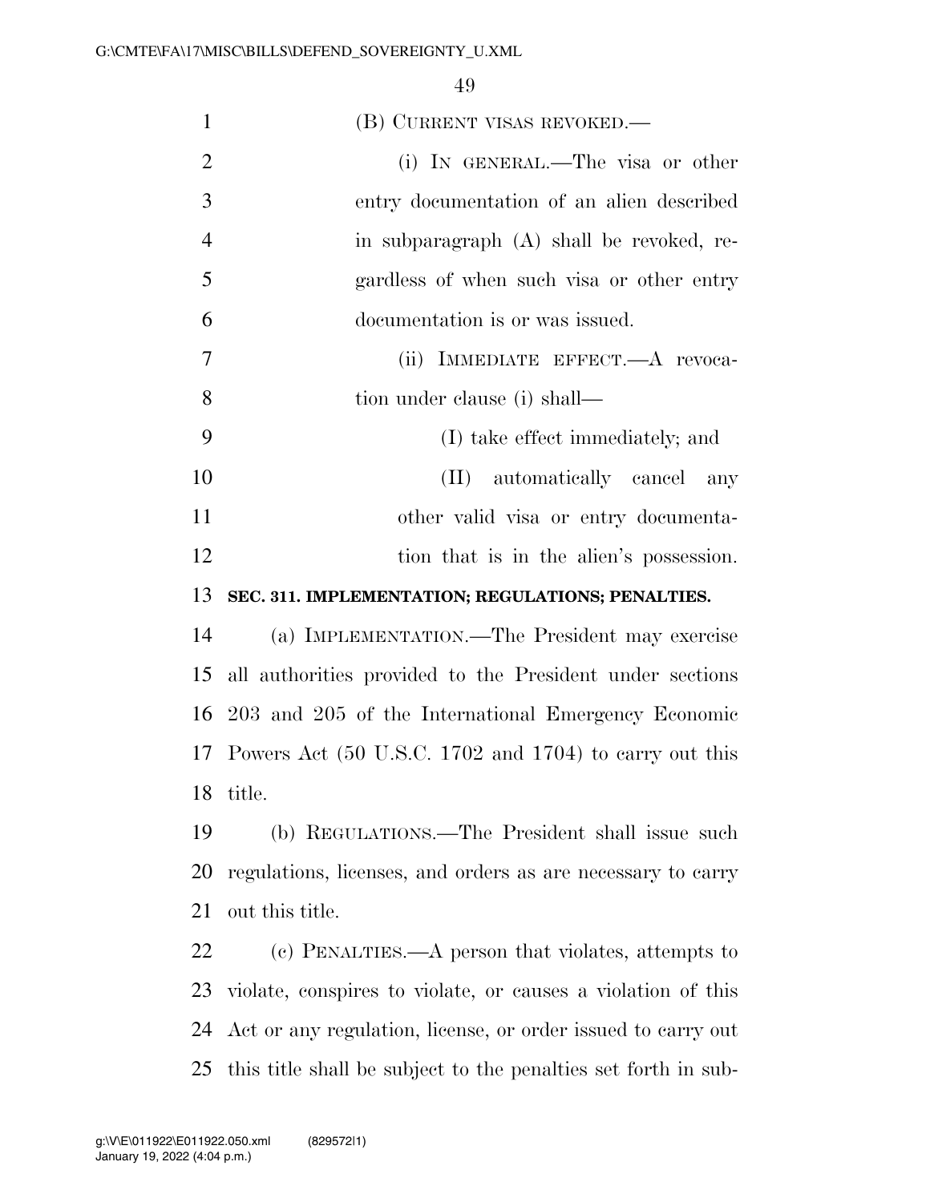(B) CURRENT VISAS REVOKED.—

(i) IN GENERAL.—The visa or other entry documentation of an alien described in subparagraph (A) shall be revoked, regardless of when such visa or other entry documentation is or was issued.

(ii) IMMEDIATE EFFECT.—A revocation under clause (i) shall—

(I) take effect immediately; and

(II) automatically cancel any other valid visa or entry documentation that is in the alien's possession.

**SEC. 311. IMPLEMENTATION; REGULATIONS; PENALTIES.**

(a) IMPLEMENTATION.—The President may exercise all authorities provided to the President under sections 203 and 205 of the International Emergency Economic Powers Act (50 U.S.C. 1702 and 1704) to carry out this title.

(b) REGULATIONS.—The President shall issue such regulations, licenses, and orders as are necessary to carry out this title.

(c) PENALTIES.—A person that violates, attempts to violate, conspires to violate, or causes a violation of this Act or any regulation, license, or order issued to carry out this title shall be subject to the penalties set forth in sub-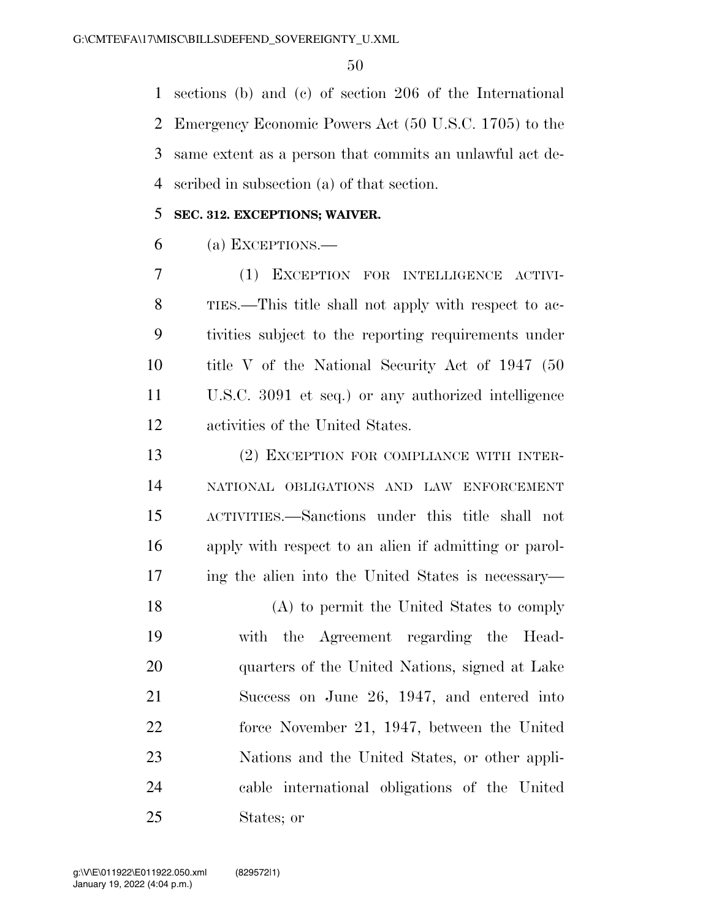sections (b) and (c) of section 206 of the International Emergency Economic Powers Act (50 U.S.C. 1705) to the same extent as a person that commits an unlawful act described in subsection (a) of that section.

**SEC. 312. EXCEPTIONS; WAIVER.**

(a) EXCEPTIONS.—

(1) EXCEPTION FOR INTELLIGENCE ACTIVITIES.—This title shall not apply with respect to activities subject to the reporting requirements under title V of the National Security Act of 1947 (50 U.S.C. 3091 et seq.) or any authorized intelligence activities of the United States.

(2) EXCEPTION FOR COMPLIANCE WITH INTERNATIONAL OBLIGATIONS AND LAW ENFORCEMENT ACTIVITIES.—Sanctions under this title shall not apply with respect to an alien if admitting or paroling the alien into the United States is necessary—

(A) to permit the United States to comply with the Agreement regarding the Headquarters of the United Nations, signed at Lake Success on June 26, 1947, and entered into force November 21, 1947, between the United Nations and the United States, or other applicable international obligations of the United States; or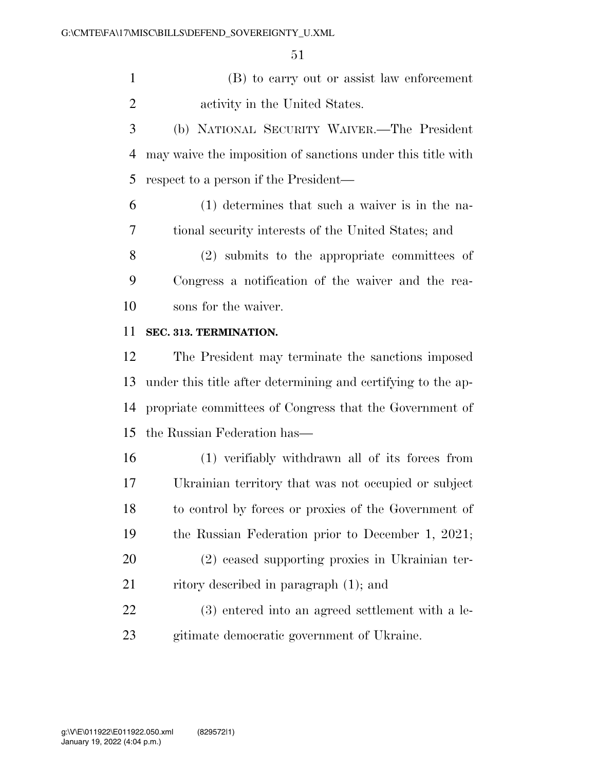(B) to carry out or assist law enforcement activity in the United States.

(b) NATIONAL SECURITY WAIVER.—The President may waive the imposition of sanctions under this title with respect to a person if the President—

(1) determines that such a waiver is in the national security interests of the United States; and

(2) submits to the appropriate committees of Congress a notification of the waiver and the reasons for the waiver.

**SEC. 313. TERMINATION.**

The President may terminate the sanctions imposed under this title after determining and certifying to the appropriate committees of Congress that the Government of the Russian Federation has—

(1) verifiably withdrawn all of its forces from Ukrainian territory that was not occupied or subject to control by forces or proxies of the Government of the Russian Federation prior to December 1, 2021;

(2) ceased supporting proxies in Ukrainian territory described in paragraph (1); and

(3) entered into an agreed settlement with a legitimate democratic government of Ukraine.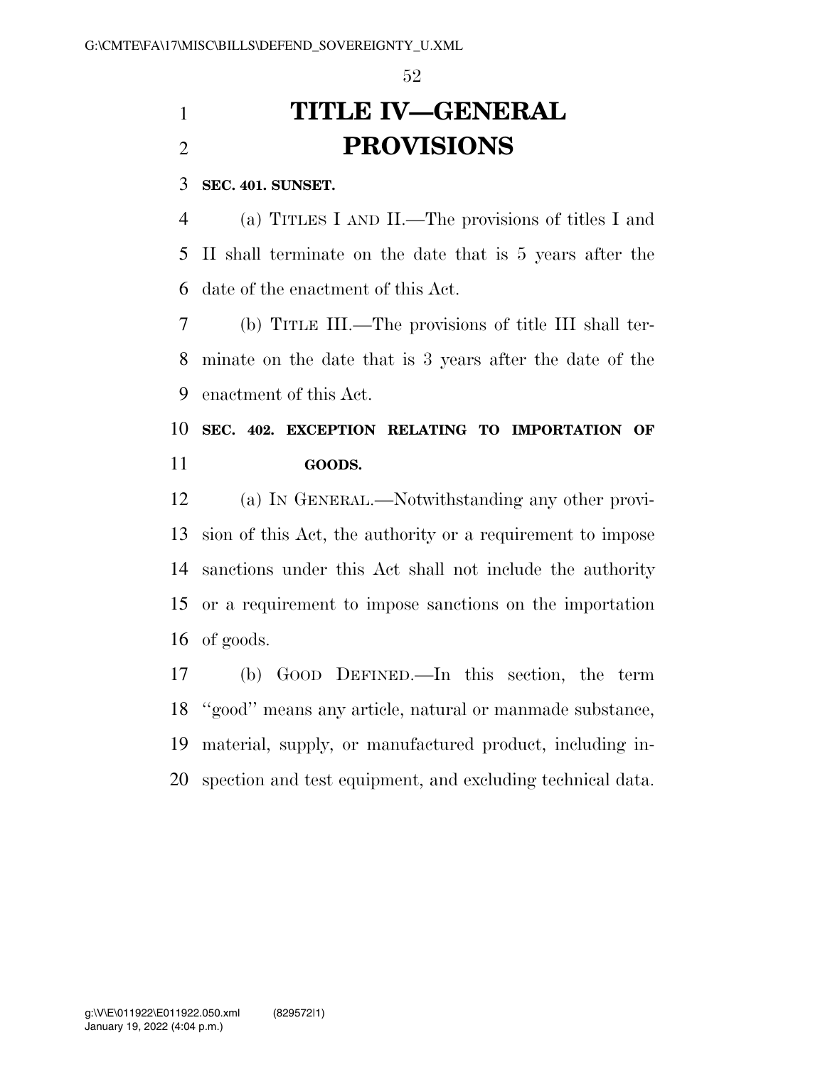# TITLE IV—GENERAL PROVISIONS

**SEC. 401. SUNSET.**

(a) TITLES I AND II.—The provisions of titles I and II shall terminate on the date that is 5 years after the date of the enactment of this Act.

(b) TITLE III.—The provisions of title III shall terminate on the date that is 3 years after the date of the enactment of this Act.

**SEC. 402. EXCEPTION RELATING TO IMPORTATION OF GOODS.**

(a) IN GENERAL.—Notwithstanding any other provision of this Act, the authority or a requirement to impose sanctions under this Act shall not include the authority or a requirement to impose sanctions on the importation of goods.

(b) GOOD DEFINED.—In this section, the term ''good'' means any article, natural or manmade substance, material, supply, or manufactured product, including inspection and test equipment, and excluding technical data.